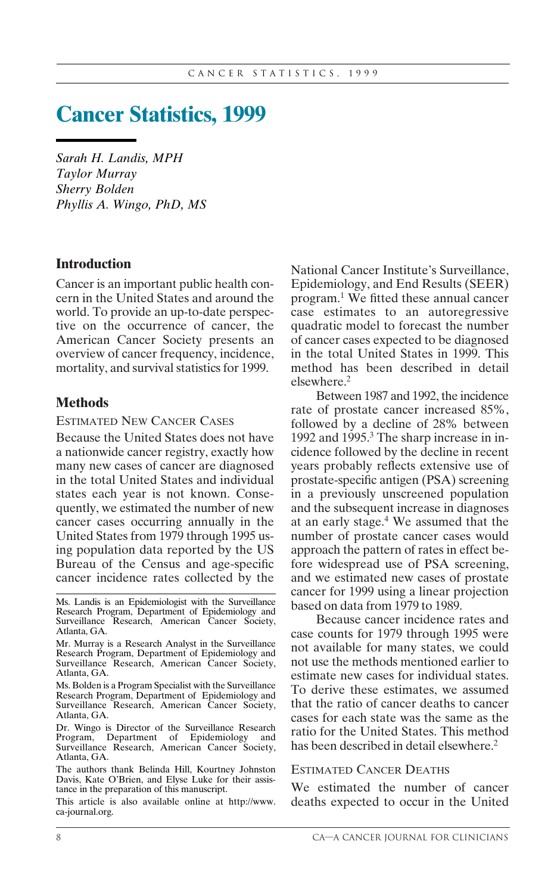# Cancer Statistics, 1999

*Sarah H. Landis, MPH*
*Taylor Murray*
*Sherry Bolden*
*Phyllis A. Wingo, PhD, MS*

## Introduction

Cancer is an important public health concern in the United States and around the world. To provide an up-to-date perspective on the occurrence of cancer, the American Cancer Society presents an overview of cancer frequency, incidence, mortality, and survival statistics for 1999.

## Methods

### Estimated New Cancer Cases

Because the United States does not have a nationwide cancer registry, exactly how many new cases of cancer are diagnosed in the total United States and individual states each year is not known. Consequently, we estimated the number of new cancer cases occurring annually in the United States from 1979 through 1995 using population data reported by the US Bureau of the Census and age-specific cancer incidence rates collected by the National Cancer Institute's Surveillance, Epidemiology, and End Results (SEER) program.[1] We fitted these annual cancer case estimates to an autoregressive quadratic model to forecast the number of cancer cases expected to be diagnosed in the total United States in 1999. This method has been described in detail elsewhere.[2]

Between 1987 and 1992, the incidence rate of prostate cancer increased 85%, followed by a decline of 28% between 1992 and 1995.[3] The sharp increase in incidence followed by the decline in recent years probably reflects extensive use of prostate-specific antigen (PSA) screening in a previously unscreened population and the subsequent increase in diagnoses at an early stage.[4] We assumed that the number of prostate cancer cases would approach the pattern of rates in effect before widespread use of PSA screening, and we estimated new cases of prostate cancer for 1999 using a linear projection based on data from 1979 to 1989.

Because cancer incidence rates and case counts for 1979 through 1995 were not available for many states, we could not use the methods mentioned earlier to estimate new cases for individual states. To derive these estimates, we assumed that the ratio of cancer deaths to cancer cases for each state was the same as the ratio for the United States. This method has been described in detail elsewhere.[2]

### Estimated Cancer Deaths

We estimated the number of cancer deaths expected to occur in the United

---

Ms. Landis is an Epidemiologist with the Surveillance Research Program, Department of Epidemiology and Surveillance Research, American Cancer Society, Atlanta, GA.

Mr. Murray is a Research Analyst in the Surveillance Research Program, Department of Epidemiology and Surveillance Research, American Cancer Society, Atlanta, GA.

Ms. Bolden is a Program Specialist with the Surveillance Research Program, Department of Epidemiology and Surveillance Research, American Cancer Society, Atlanta, GA.

Dr. Wingo is Director of the Surveillance Research Program, Department of Epidemiology and Surveillance Research, American Cancer Society, Atlanta, GA.

The authors thank Belinda Hill, Kourtney Johnston Davis, Kate O'Brien, and Elyse Luke for their assistance in the preparation of this manuscript.

This article is also available online at http://www.ca-journal.org.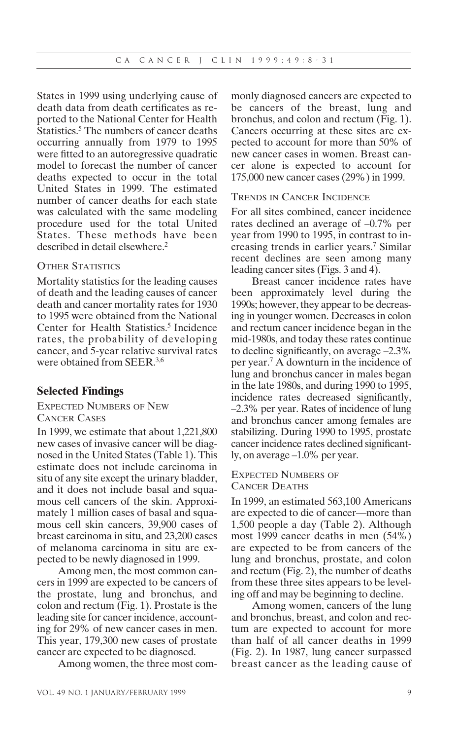States in 1999 using underlying cause of death data from death certificates as reported to the National Center for Health Statistics.[5] The numbers of cancer deaths occurring annually from 1979 to 1995 were fitted to an autoregressive quadratic model to forecast the number of cancer deaths expected to occur in the total United States in 1999. The estimated number of cancer deaths for each state was calculated with the same modeling procedure used for the total United States. These methods have been described in detail elsewhere.[2]

### Other Statistics

Mortality statistics for the leading causes of death and the leading causes of cancer death and cancer mortality rates for 1930 to 1995 were obtained from the National Center for Health Statistics.[5] Incidence rates, the probability of developing cancer, and 5-year relative survival rates were obtained from SEER.[3,6]

## Selected Findings

### Expected Numbers of New Cancer Cases

In 1999, we estimate that about 1,221,800 new cases of invasive cancer will be diagnosed in the United States (Table 1). This estimate does not include carcinoma in situ of any site except the urinary bladder, and it does not include basal and squamous cell cancers of the skin. Approximately 1 million cases of basal and squamous cell skin cancers, 39,900 cases of breast carcinoma in situ, and 23,200 cases of melanoma carcinoma in situ are expected to be newly diagnosed in 1999.

Among men, the most common cancers in 1999 are expected to be cancers of the prostate, lung and bronchus, and colon and rectum (Fig. 1). Prostate is the leading site for cancer incidence, accounting for 29% of new cancer cases in men. This year, 179,300 new cases of prostate cancer are expected to be diagnosed.

Among women, the three most commonly diagnosed cancers are expected to be cancers of the breast, lung and bronchus, and colon and rectum (Fig. 1). Cancers occurring at these sites are expected to account for more than 50% of new cancer cases in women. Breast cancer alone is expected to account for 175,000 new cancer cases (29%) in 1999.

### Trends in Cancer Incidence

For all sites combined, cancer incidence rates declined an average of –0.7% per year from 1990 to 1995, in contrast to increasing trends in earlier years.[7] Similar recent declines are seen among many leading cancer sites (Figs. 3 and 4).

Breast cancer incidence rates have been approximately level during the 1990s; however, they appear to be decreasing in younger women. Decreases in colon and rectum cancer incidence began in the mid-1980s, and today these rates continue to decline significantly, on average –2.3% per year.[7] A downturn in the incidence of lung and bronchus cancer in males began in the late 1980s, and during 1990 to 1995, incidence rates decreased significantly, –2.3% per year. Rates of incidence of lung and bronchus cancer among females are stabilizing. During 1990 to 1995, prostate cancer incidence rates declined significantly, on average –1.0% per year.

### Expected Numbers of Cancer Deaths

In 1999, an estimated 563,100 Americans are expected to die of cancer—more than 1,500 people a day (Table 2). Although most 1999 cancer deaths in men (54%) are expected to be from cancers of the lung and bronchus, prostate, and colon and rectum (Fig. 2), the number of deaths from these three sites appears to be leveling off and may be beginning to decline.

Among women, cancers of the lung and bronchus, breast, and colon and rectum are expected to account for more than half of all cancer deaths in 1999 (Fig. 2). In 1987, lung cancer surpassed breast cancer as the leading cause of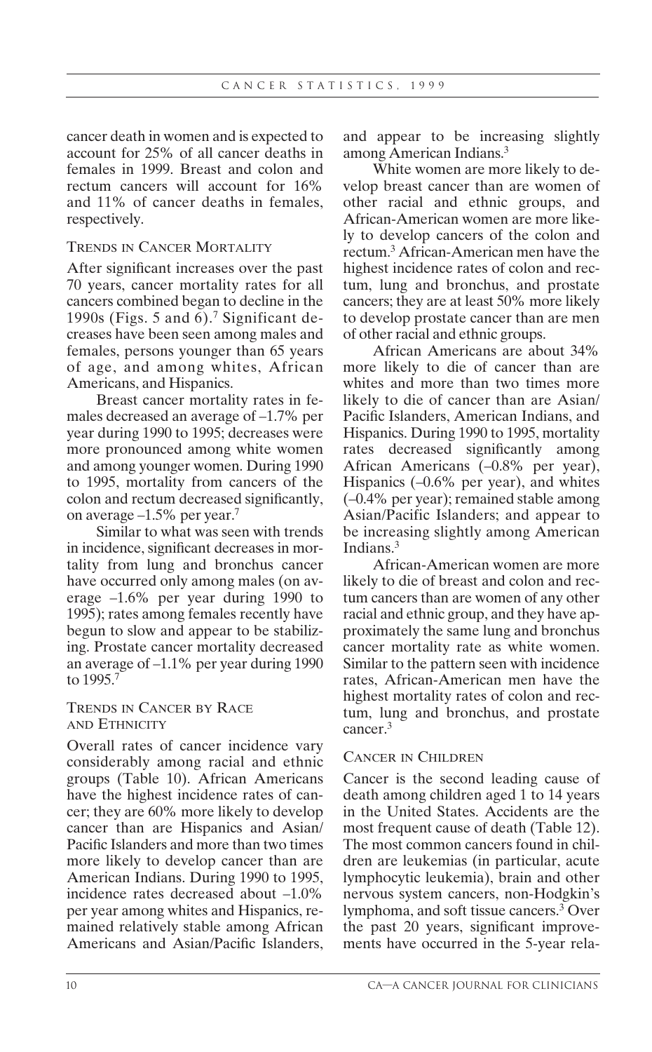cancer death in women and is expected to account for 25% of all cancer deaths in females in 1999. Breast and colon and rectum cancers will account for 16% and 11% of cancer deaths in females, respectively.

## Trends in Cancer Mortality

After significant increases over the past 70 years, cancer mortality rates for all cancers combined began to decline in the 1990s (Figs. 5 and 6).[7] Significant decreases have been seen among males and females, persons younger than 65 years of age, and among whites, African Americans, and Hispanics.

Breast cancer mortality rates in females decreased an average of –1.7% per year during 1990 to 1995; decreases were more pronounced among white women and among younger women. During 1990 to 1995, mortality from cancers of the colon and rectum decreased significantly, on average –1.5% per year.[7]

Similar to what was seen with trends in incidence, significant decreases in mortality from lung and bronchus cancer have occurred only among males (on average –1.6% per year during 1990 to 1995); rates among females recently have begun to slow and appear to be stabilizing. Prostate cancer mortality decreased an average of –1.1% per year during 1990 to 1995.[7]

## Trends in Cancer by Race and Ethnicity

Overall rates of cancer incidence vary considerably among racial and ethnic groups (Table 10). African Americans have the highest incidence rates of cancer; they are 60% more likely to develop cancer than are Hispanics and Asian/Pacific Islanders and more than two times more likely to develop cancer than are American Indians. During 1990 to 1995, incidence rates decreased about –1.0% per year among whites and Hispanics, remained relatively stable among African Americans and Asian/Pacific Islanders, and appear to be increasing slightly among American Indians.[3]

White women are more likely to develop breast cancer than are women of other racial and ethnic groups, and African-American women are more likely to develop cancers of the colon and rectum.[3] African-American men have the highest incidence rates of colon and rectum, lung and bronchus, and prostate cancers; they are at least 50% more likely to develop prostate cancer than are men of other racial and ethnic groups.

African Americans are about 34% more likely to die of cancer than are whites and more than two times more likely to die of cancer than are Asian/Pacific Islanders, American Indians, and Hispanics. During 1990 to 1995, mortality rates decreased significantly among African Americans (–0.8% per year), Hispanics (–0.6% per year), and whites (–0.4% per year); remained stable among Asian/Pacific Islanders; and appear to be increasing slightly among American Indians.[3]

African-American women are more likely to die of breast and colon and rectum cancers than are women of any other racial and ethnic group, and they have approximately the same lung and bronchus cancer mortality rate as white women. Similar to the pattern seen with incidence rates, African-American men have the highest mortality rates of colon and rectum, lung and bronchus, and prostate cancer.[3]

## Cancer in Children

Cancer is the second leading cause of death among children aged 1 to 14 years in the United States. Accidents are the most frequent cause of death (Table 12). The most common cancers found in children are leukemias (in particular, acute lymphocytic leukemia), brain and other nervous system cancers, non-Hodgkin's lymphoma, and soft tissue cancers.[3] Over the past 20 years, significant improvements have occurred in the 5-year rela-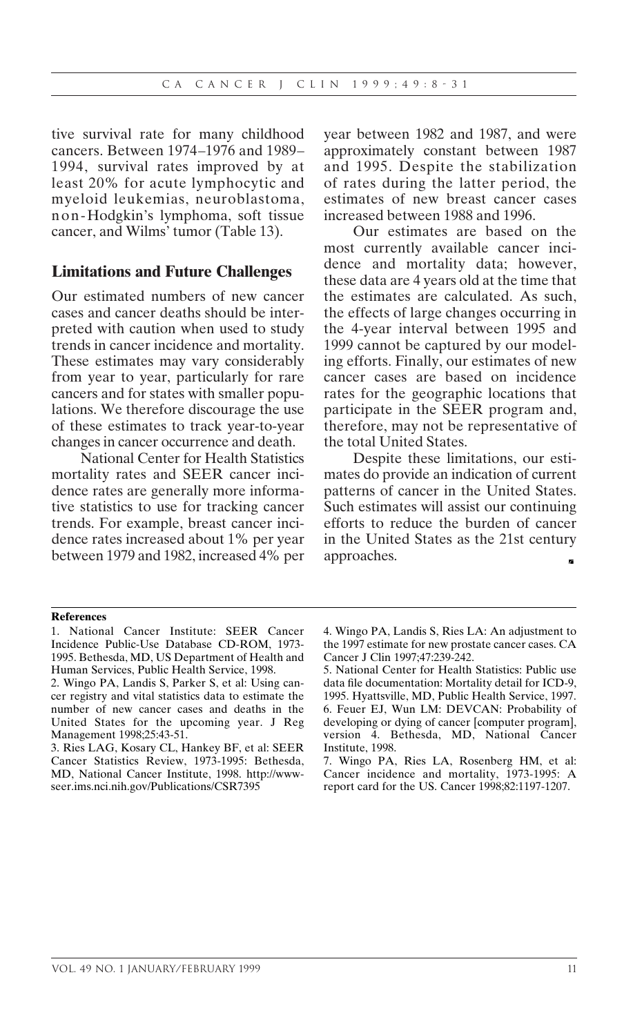tive survival rate for many childhood cancers. Between 1974–1976 and 1989–1994, survival rates improved by at least 20% for acute lymphocytic and myeloid leukemias, neuroblastoma, non-Hodgkin's lymphoma, soft tissue cancer, and Wilms' tumor (Table 13).

## Limitations and Future Challenges

Our estimated numbers of new cancer cases and cancer deaths should be interpreted with caution when used to study trends in cancer incidence and mortality. These estimates may vary considerably from year to year, particularly for rare cancers and for states with smaller populations. We therefore discourage the use of these estimates to track year-to-year changes in cancer occurrence and death.

National Center for Health Statistics mortality rates and SEER cancer incidence rates are generally more informative statistics to use for tracking cancer trends. For example, breast cancer incidence rates increased about 1% per year between 1979 and 1982, increased 4% per year between 1982 and 1987, and were approximately constant between 1987 and 1995. Despite the stabilization of rates during the latter period, the estimates of new breast cancer cases increased between 1988 and 1996.

Our estimates are based on the most currently available cancer incidence and mortality data; however, these data are 4 years old at the time that the estimates are calculated. As such, the effects of large changes occurring in the 4-year interval between 1995 and 1999 cannot be captured by our modeling efforts. Finally, our estimates of new cancer cases are based on incidence rates for the geographic locations that participate in the SEER program and, therefore, may not be representative of the total United States.

Despite these limitations, our estimates do provide an indication of current patterns of cancer in the United States. Such estimates will assist our continuing efforts to reduce the burden of cancer in the United States as the 21st century approaches.

**References**

1. National Cancer Institute: SEER Cancer Incidence Public-Use Database CD-ROM, 1973-1995. Bethesda, MD, US Department of Health and Human Services, Public Health Service, 1998.
2. Wingo PA, Landis S, Parker S, et al: Using cancer registry and vital statistics data to estimate the number of new cancer cases and deaths in the United States for the upcoming year. J Reg Management 1998;25:43-51.
3. Ries LAG, Kosary CL, Hankey BF, et al: SEER Cancer Statistics Review, 1973-1995: Bethesda, MD, National Cancer Institute, 1998. http://www-seer.ims.nci.nih.gov/Publications/CSR7395
4. Wingo PA, Landis S, Ries LA: An adjustment to the 1997 estimate for new prostate cancer cases. CA Cancer J Clin 1997;47:239-242.
5. National Center for Health Statistics: Public use data file documentation: Mortality detail for ICD-9, 1995. Hyattsville, MD, Public Health Service, 1997.
6. Feuer EJ, Wun LM: DEVCAN: Probability of developing or dying of cancer [computer program], version 4. Bethesda, MD, National Cancer Institute, 1998.
7. Wingo PA, Ries LA, Rosenberg HM, et al: Cancer incidence and mortality, 1973-1995: A report card for the US. Cancer 1998;82:1197-1207.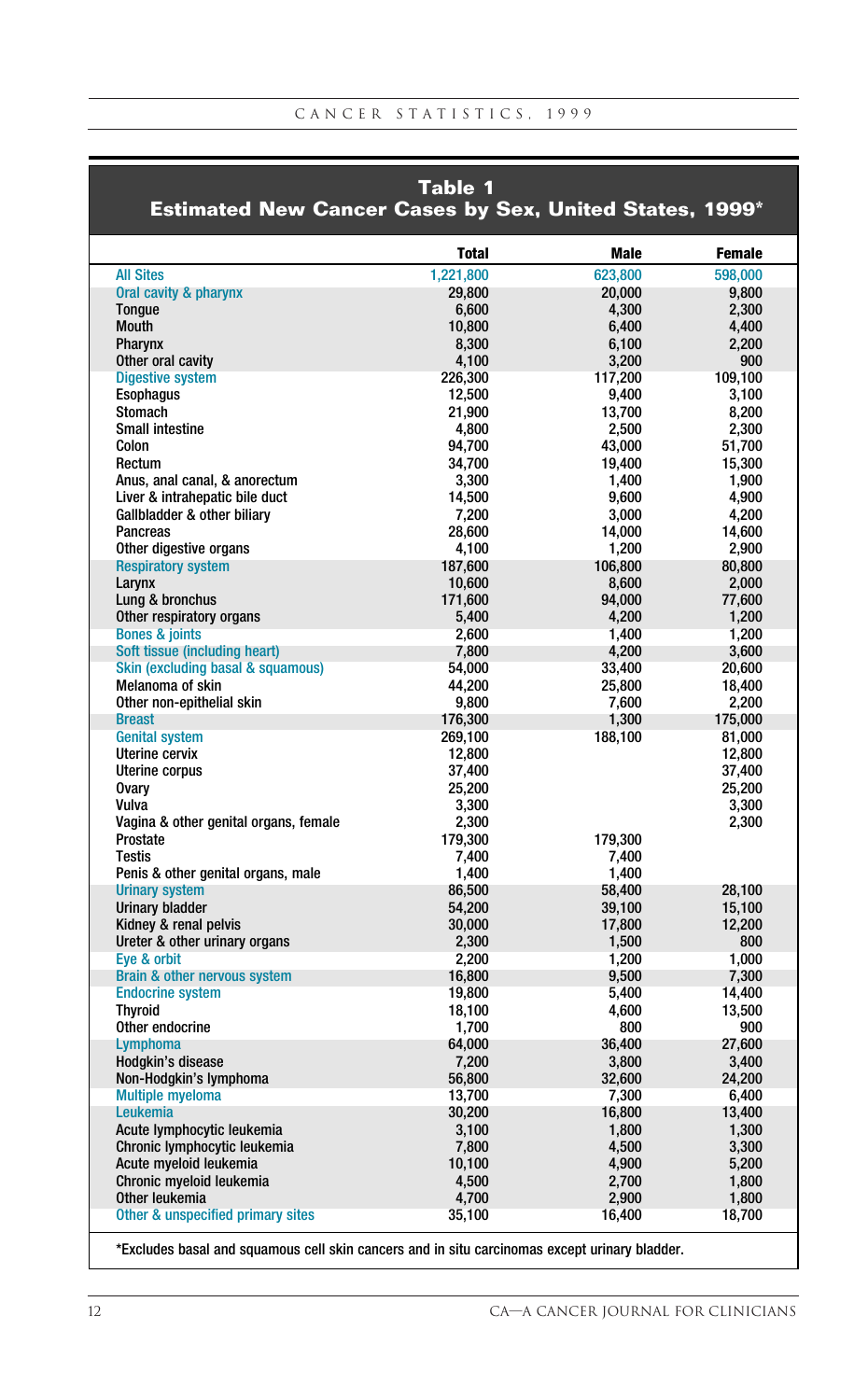## Table 1
## Estimated New Cancer Cases by Sex, United States, 1999*

| | Total | Male | Female |
|---|---|---|---|
| All Sites | 1,221,800 | 623,800 | 598,000 |
| Oral cavity & pharynx | 29,800 | 20,000 | 9,800 |
| Tongue | 6,600 | 4,300 | 2,300 |
| Mouth | 10,800 | 6,400 | 4,400 |
| Pharynx | 8,300 | 6,100 | 2,200 |
| Other oral cavity | 4,100 | 3,200 | 900 |
| Digestive system | 226,300 | 117,200 | 109,100 |
| Esophagus | 12,500 | 9,400 | 3,100 |
| Stomach | 21,900 | 13,700 | 8,200 |
| Small intestine | 4,800 | 2,500 | 2,300 |
| Colon | 94,700 | 43,000 | 51,700 |
| Rectum | 34,700 | 19,400 | 15,300 |
| Anus, anal canal, & anorectum | 3,300 | 1,400 | 1,900 |
| Liver & intrahepatic bile duct | 14,500 | 9,600 | 4,900 |
| Gallbladder & other biliary | 7,200 | 3,000 | 4,200 |
| Pancreas | 28,600 | 14,000 | 14,600 |
| Other digestive organs | 4,100 | 1,200 | 2,900 |
| Respiratory system | 187,600 | 106,800 | 80,800 |
| Larynx | 10,600 | 8,600 | 2,000 |
| Lung & bronchus | 171,600 | 94,000 | 77,600 |
| Other respiratory organs | 5,400 | 4,200 | 1,200 |
| Bones & joints | 2,600 | 1,400 | 1,200 |
| Soft tissue (including heart) | 7,800 | 4,200 | 3,600 |
| Skin (excluding basal & squamous) | 54,000 | 33,400 | 20,600 |
| Melanoma of skin | 44,200 | 25,800 | 18,400 |
| Other non-epithelial skin | 9,800 | 7,600 | 2,200 |
| Breast | 176,300 | 1,300 | 175,000 |
| Genital system | 269,100 | 188,100 | 81,000 |
| Uterine cervix | 12,800 | | 12,800 |
| Uterine corpus | 37,400 | | 37,400 |
| Ovary | 25,200 | | 25,200 |
| Vulva | 3,300 | | 3,300 |
| Vagina & other genital organs, female | 2,300 | | 2,300 |
| Prostate | 179,300 | 179,300 | |
| Testis | 7,400 | 7,400 | |
| Penis & other genital organs, male | 1,400 | 1,400 | |
| Urinary system | 86,500 | 58,400 | 28,100 |
| Urinary bladder | 54,200 | 39,100 | 15,100 |
| Kidney & renal pelvis | 30,000 | 17,800 | 12,200 |
| Ureter & other urinary organs | 2,300 | 1,500 | 800 |
| Eye & orbit | 2,200 | 1,200 | 1,000 |
| Brain & other nervous system | 16,800 | 9,500 | 7,300 |
| Endocrine system | 19,800 | 5,400 | 14,400 |
| Thyroid | 18,100 | 4,600 | 13,500 |
| Other endocrine | 1,700 | 800 | 900 |
| Lymphoma | 64,000 | 36,400 | 27,600 |
| Hodgkin's disease | 7,200 | 3,800 | 3,400 |
| Non-Hodgkin's lymphoma | 56,800 | 32,600 | 24,200 |
| Multiple myeloma | 13,700 | 7,300 | 6,400 |
| Leukemia | 30,200 | 16,800 | 13,400 |
| Acute lymphocytic leukemia | 3,100 | 1,800 | 1,300 |
| Chronic lymphocytic leukemia | 7,800 | 4,500 | 3,300 |
| Acute myeloid leukemia | 10,100 | 4,900 | 5,200 |
| Chronic myeloid leukemia | 4,500 | 2,700 | 1,800 |
| Other leukemia | 4,700 | 2,900 | 1,800 |
| Other & unspecified primary sites | 35,100 | 16,400 | 18,700 |

*Excludes basal and squamous cell skin cancers and in situ carcinomas except urinary bladder.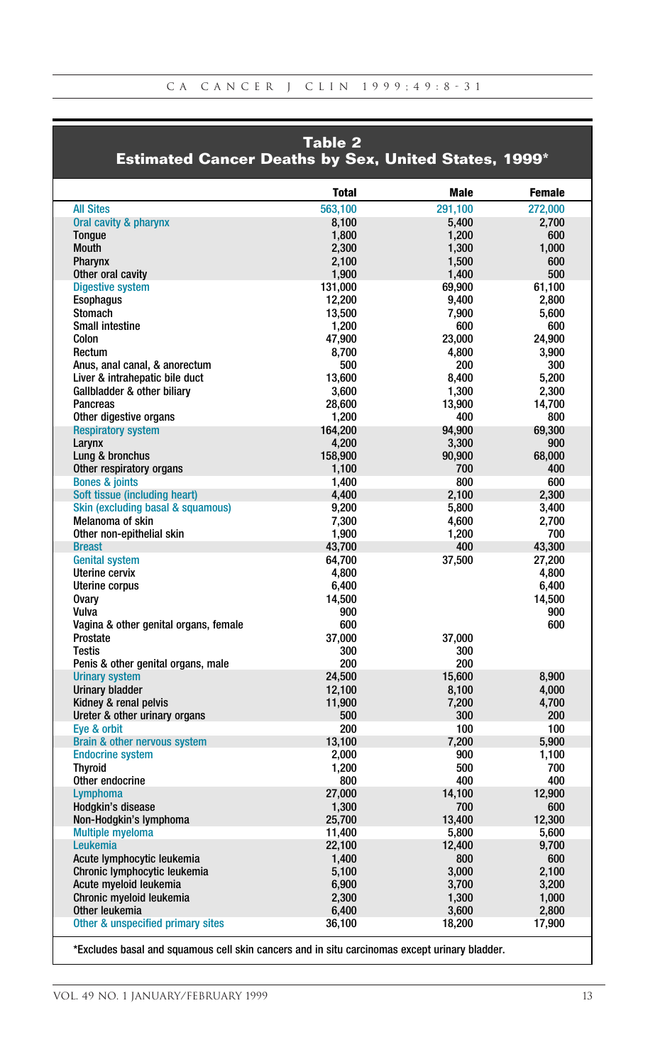## Table 2
## Estimated Cancer Deaths by Sex, United States, 1999*

| | Total | Male | Female |
|---|---|---|---|
| All Sites | 563,100 | 291,100 | 272,000 |
| Oral cavity & pharynx | 8,100 | 5,400 | 2,700 |
| Tongue | 1,800 | 1,200 | 600 |
| Mouth | 2,300 | 1,300 | 1,000 |
| Pharynx | 2,100 | 1,500 | 600 |
| Other oral cavity | 1,900 | 1,400 | 500 |
| Digestive system | 131,000 | 69,900 | 61,100 |
| Esophagus | 12,200 | 9,400 | 2,800 |
| Stomach | 13,500 | 7,900 | 5,600 |
| Small intestine | 1,200 | 600 | 600 |
| Colon | 47,900 | 23,000 | 24,900 |
| Rectum | 8,700 | 4,800 | 3,900 |
| Anus, anal canal, & anorectum | 500 | 200 | 300 |
| Liver & intrahepatic bile duct | 13,600 | 8,400 | 5,200 |
| Gallbladder & other biliary | 3,600 | 1,300 | 2,300 |
| Pancreas | 28,600 | 13,900 | 14,700 |
| Other digestive organs | 1,200 | 400 | 800 |
| Respiratory system | 164,200 | 94,900 | 69,300 |
| Larynx | 4,200 | 3,300 | 900 |
| Lung & bronchus | 158,900 | 90,900 | 68,000 |
| Other respiratory organs | 1,100 | 700 | 400 |
| Bones & joints | 1,400 | 800 | 600 |
| Soft tissue (including heart) | 4,400 | 2,100 | 2,300 |
| Skin (excluding basal & squamous) | 9,200 | 5,800 | 3,400 |
| Melanoma of skin | 7,300 | 4,600 | 2,700 |
| Other non-epithelial skin | 1,900 | 1,200 | 700 |
| Breast | 43,700 | 400 | 43,300 |
| Genital system | 64,700 | 37,500 | 27,200 |
| Uterine cervix | 4,800 | | 4,800 |
| Uterine corpus | 6,400 | | 6,400 |
| Ovary | 14,500 | | 14,500 |
| Vulva | 900 | | 900 |
| Vagina & other genital organs, female | 600 | | 600 |
| Prostate | 37,000 | 37,000 | |
| Testis | 300 | 300 | |
| Penis & other genital organs, male | 200 | 200 | |
| Urinary system | 24,500 | 15,600 | 8,900 |
| Urinary bladder | 12,100 | 8,100 | 4,000 |
| Kidney & renal pelvis | 11,900 | 7,200 | 4,700 |
| Ureter & other urinary organs | 500 | 300 | 200 |
| Eye & orbit | 200 | 100 | 100 |
| Brain & other nervous system | 13,100 | 7,200 | 5,900 |
| Endocrine system | 2,000 | 900 | 1,100 |
| Thyroid | 1,200 | 500 | 700 |
| Other endocrine | 800 | 400 | 400 |
| Lymphoma | 27,000 | 14,100 | 12,900 |
| Hodgkin's disease | 1,300 | 700 | 600 |
| Non-Hodgkin's lymphoma | 25,700 | 13,400 | 12,300 |
| Multiple myeloma | 11,400 | 5,800 | 5,600 |
| Leukemia | 22,100 | 12,400 | 9,700 |
| Acute lymphocytic leukemia | 1,400 | 800 | 600 |
| Chronic lymphocytic leukemia | 5,100 | 3,000 | 2,100 |
| Acute myeloid leukemia | 6,900 | 3,700 | 3,200 |
| Chronic myeloid leukemia | 2,300 | 1,300 | 1,000 |
| Other leukemia | 6,400 | 3,600 | 2,800 |
| Other & unspecified primary sites | 36,100 | 18,200 | 17,900 |

*Excludes basal and squamous cell skin cancers and in situ carcinomas except urinary bladder.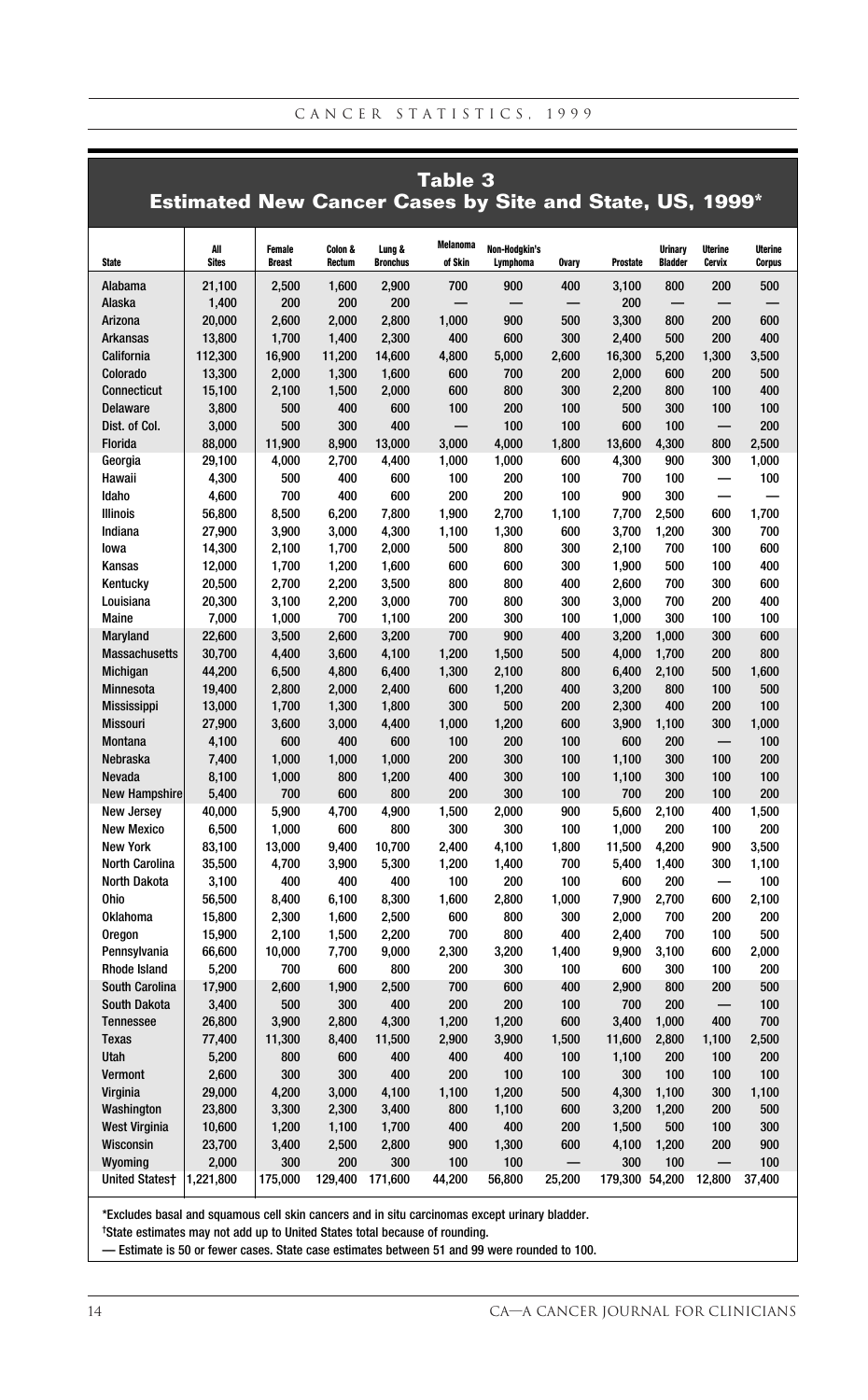## Table 3
## Estimated New Cancer Cases by Site and State, US, 1999*

| State | All Sites | Female Breast | Colon & Rectum | Lung & Bronchus | Melanoma of Skin | Non-Hodgkin's Lymphoma | Ovary | Prostate | Urinary Bladder | Uterine Cervix | Uterine Corpus |
|---|---|---|---|---|---|---|---|---|---|---|---|
| Alabama | 21,100 | 2,500 | 1,600 | 2,900 | 700 | 900 | 400 | 3,100 | 800 | 200 | 500 |
| Alaska | 1,400 | 200 | 200 | 200 | — | — | — | 200 | — | — | — |
| Arizona | 20,000 | 2,600 | 2,000 | 2,800 | 1,000 | 900 | 500 | 3,300 | 800 | 200 | 600 |
| Arkansas | 13,800 | 1,700 | 1,400 | 2,300 | 400 | 600 | 300 | 2,400 | 500 | 200 | 400 |
| California | 112,300 | 16,900 | 11,200 | 14,600 | 4,800 | 5,000 | 2,600 | 16,300 | 5,200 | 1,300 | 3,500 |
| Colorado | 13,300 | 2,000 | 1,300 | 1,600 | 600 | 700 | 200 | 2,000 | 600 | 200 | 500 |
| Connecticut | 15,100 | 2,100 | 1,500 | 2,000 | 600 | 800 | 300 | 2,200 | 800 | 100 | 400 |
| Delaware | 3,800 | 500 | 400 | 600 | 100 | 200 | 100 | 500 | 300 | 100 | 100 |
| Dist. of Col. | 3,000 | 500 | 300 | 400 | — | 100 | 100 | 600 | 100 | — | 200 |
| Florida | 88,000 | 11,900 | 8,900 | 13,000 | 3,000 | 4,000 | 1,800 | 13,600 | 4,300 | 800 | 2,500 |
| Georgia | 29,100 | 4,000 | 2,700 | 4,400 | 1,000 | 1,000 | 600 | 4,300 | 900 | 300 | 1,000 |
| Hawaii | 4,300 | 500 | 400 | 600 | 100 | 200 | 100 | 700 | 100 | — | 100 |
| Idaho | 4,600 | 700 | 400 | 600 | 200 | 200 | 100 | 900 | 300 | — | — |
| Illinois | 56,800 | 8,500 | 6,200 | 7,800 | 1,900 | 2,700 | 1,100 | 7,700 | 2,500 | 600 | 1,700 |
| Indiana | 27,900 | 3,900 | 3,000 | 4,300 | 1,100 | 1,300 | 600 | 3,700 | 1,200 | 300 | 700 |
| Iowa | 14,300 | 2,100 | 1,700 | 2,000 | 500 | 800 | 300 | 2,100 | 700 | 100 | 600 |
| Kansas | 12,000 | 1,700 | 1,200 | 1,600 | 600 | 600 | 300 | 1,900 | 500 | 100 | 400 |
| Kentucky | 20,500 | 2,700 | 2,200 | 3,500 | 800 | 800 | 400 | 2,600 | 700 | 300 | 600 |
| Louisiana | 20,300 | 3,100 | 2,200 | 3,000 | 700 | 800 | 300 | 3,000 | 700 | 200 | 400 |
| Maine | 7,000 | 1,000 | 700 | 1,100 | 200 | 300 | 100 | 1,000 | 300 | 100 | 100 |
| Maryland | 22,600 | 3,500 | 2,600 | 3,200 | 700 | 900 | 400 | 3,200 | 1,000 | 300 | 600 |
| Massachusetts | 30,700 | 4,400 | 3,600 | 4,100 | 1,200 | 1,500 | 500 | 4,000 | 1,700 | 200 | 800 |
| Michigan | 44,200 | 6,500 | 4,800 | 6,400 | 1,300 | 2,100 | 800 | 6,400 | 2,100 | 500 | 1,600 |
| Minnesota | 19,400 | 2,800 | 2,000 | 2,400 | 600 | 1,200 | 400 | 3,200 | 800 | 100 | 500 |
| Mississippi | 13,000 | 1,700 | 1,300 | 1,800 | 300 | 500 | 200 | 2,300 | 400 | 200 | 100 |
| Missouri | 27,900 | 3,600 | 3,000 | 4,400 | 1,000 | 1,200 | 600 | 3,900 | 1,100 | 300 | 1,000 |
| Montana | 4,100 | 600 | 400 | 600 | 100 | 200 | 100 | 600 | 200 | — | 100 |
| Nebraska | 7,400 | 1,000 | 1,000 | 1,000 | 200 | 300 | 100 | 1,100 | 300 | 100 | 200 |
| Nevada | 8,100 | 1,000 | 800 | 1,200 | 400 | 300 | 100 | 1,100 | 300 | 100 | 100 |
| New Hampshire | 5,400 | 700 | 600 | 800 | 200 | 300 | 100 | 700 | 200 | 100 | 200 |
| New Jersey | 40,000 | 5,900 | 4,700 | 4,900 | 1,500 | 2,000 | 900 | 5,600 | 2,100 | 400 | 1,500 |
| New Mexico | 6,500 | 1,000 | 600 | 800 | 300 | 300 | 100 | 1,000 | 200 | 100 | 200 |
| New York | 83,100 | 13,000 | 9,400 | 10,700 | 2,400 | 4,100 | 1,800 | 11,500 | 4,200 | 900 | 3,500 |
| North Carolina | 35,500 | 4,700 | 3,900 | 5,300 | 1,200 | 1,400 | 700 | 5,400 | 1,400 | 300 | 1,100 |
| North Dakota | 3,100 | 400 | 400 | 400 | 100 | 200 | 100 | 600 | 200 | — | 100 |
| Ohio | 56,500 | 8,400 | 6,100 | 8,300 | 1,600 | 2,800 | 1,000 | 7,900 | 2,700 | 600 | 2,100 |
| Oklahoma | 15,800 | 2,300 | 1,600 | 2,500 | 600 | 800 | 300 | 2,000 | 700 | 200 | 200 |
| Oregon | 15,900 | 2,100 | 1,500 | 2,200 | 700 | 800 | 400 | 2,400 | 700 | 100 | 500 |
| Pennsylvania | 66,600 | 10,000 | 7,700 | 9,000 | 2,300 | 3,200 | 1,400 | 9,900 | 3,100 | 600 | 2,000 |
| Rhode Island | 5,200 | 700 | 600 | 800 | 200 | 300 | 100 | 600 | 300 | 100 | 200 |
| South Carolina | 17,900 | 2,600 | 1,900 | 2,500 | 700 | 600 | 400 | 2,900 | 800 | 200 | 500 |
| South Dakota | 3,400 | 500 | 300 | 400 | 200 | 200 | 100 | 700 | 200 | — | 100 |
| Tennessee | 26,800 | 3,900 | 2,800 | 4,300 | 1,200 | 1,200 | 600 | 3,400 | 1,000 | 400 | 700 |
| Texas | 77,400 | 11,300 | 8,400 | 11,500 | 2,900 | 3,900 | 1,500 | 11,600 | 2,800 | 1,100 | 2,500 |
| Utah | 5,200 | 800 | 600 | 400 | 400 | 400 | 100 | 1,100 | 200 | 100 | 200 |
| Vermont | 2,600 | 300 | 300 | 400 | 200 | 100 | 100 | 300 | 100 | 100 | 100 |
| Virginia | 29,000 | 4,200 | 3,000 | 4,100 | 1,100 | 1,200 | 500 | 4,300 | 1,100 | 300 | 1,100 |
| Washington | 23,800 | 3,300 | 2,300 | 3,400 | 800 | 1,100 | 600 | 3,200 | 1,200 | 200 | 500 |
| West Virginia | 10,600 | 1,200 | 1,100 | 1,700 | 400 | 400 | 200 | 1,500 | 500 | 100 | 300 |
| Wisconsin | 23,700 | 3,400 | 2,500 | 2,800 | 900 | 1,300 | 600 | 4,100 | 1,200 | 200 | 900 |
| Wyoming | 2,000 | 300 | 200 | 300 | 100 | 100 | — | 300 | 100 | — | 100 |
| United States† | 1,221,800 | 175,000 | 129,400 | 171,600 | 44,200 | 56,800 | 25,200 | 179,300 | 54,200 | 12,800 | 37,400 |

*Excludes basal and squamous cell skin cancers and in situ carcinomas except urinary bladder.

†State estimates may not add up to United States total because of rounding.

— Estimate is 50 or fewer cases. State case estimates between 51 and 99 were rounded to 100.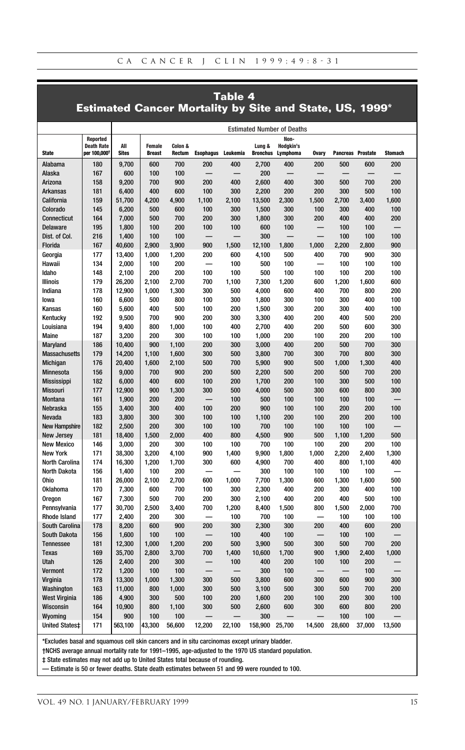## Table 4
### Estimated Cancer Mortality by Site and State, US, 1999*

| State | Reported Death Rate per 100,000† | Estimated Number of Deaths | | | | | | | | | | | |
|---|---|---|---|---|---|---|---|---|---|---|---|---|---|
| | | All Sites | Female Breast | Colon & Rectum | Esophagus | Leukemia | Lung & Bronchus | Non-Hodgkin's Lymphoma | Ovary | Pancreas | Prostate | Stomach |
| Alabama | 180 | 9,700 | 600 | 700 | 200 | 400 | 2,700 | 400 | 200 | 500 | 600 | 200 |
| Alaska | 167 | 600 | 100 | 100 | — | — | 200 | — | — | — | — | — |
| Arizona | 158 | 9,200 | 700 | 900 | 200 | 400 | 2,600 | 400 | 300 | 500 | 700 | 200 |
| Arkansas | 181 | 6,400 | 400 | 600 | 100 | 300 | 2,200 | 200 | 200 | 300 | 500 | 100 |
| California | 159 | 51,700 | 4,200 | 4,900 | 1,100 | 2,100 | 13,500 | 2,300 | 1,500 | 2,700 | 3,400 | 1,600 |
| Colorado | 145 | 6,200 | 500 | 600 | 100 | 300 | 1,500 | 300 | 100 | 300 | 400 | 100 |
| Connecticut | 164 | 7,000 | 500 | 700 | 200 | 300 | 1,800 | 300 | 200 | 400 | 400 | 200 |
| Delaware | 195 | 1,800 | 100 | 200 | 100 | 100 | 600 | 100 | — | 100 | 100 | — |
| Dist. of Col. | 216 | 1,400 | 100 | 100 | — | — | 300 | — | — | 100 | 100 | 100 |
| Florida | 167 | 40,600 | 2,900 | 3,900 | 900 | 1,500 | 12,100 | 1,800 | 1,000 | 2,200 | 2,800 | 900 |
| Georgia | 177 | 13,400 | 1,000 | 1,200 | 200 | 600 | 4,100 | 500 | 400 | 700 | 900 | 300 |
| Hawaii | 134 | 2,000 | 100 | 200 | — | 100 | 500 | 100 | — | 100 | 100 | 100 |
| Idaho | 148 | 2,100 | 200 | 200 | 100 | 100 | 500 | 100 | 100 | 100 | 200 | 100 |
| Illinois | 179 | 26,200 | 2,100 | 2,700 | 700 | 1,100 | 7,300 | 1,200 | 600 | 1,200 | 1,600 | 600 |
| Indiana | 178 | 12,900 | 1,000 | 1,300 | 300 | 500 | 4,000 | 600 | 400 | 700 | 800 | 200 |
| Iowa | 160 | 6,600 | 500 | 800 | 100 | 300 | 1,800 | 300 | 100 | 300 | 400 | 100 |
| Kansas | 160 | 5,600 | 400 | 500 | 100 | 200 | 1,500 | 300 | 200 | 300 | 400 | 100 |
| Kentucky | 192 | 9,500 | 700 | 900 | 200 | 300 | 3,300 | 400 | 200 | 400 | 500 | 200 |
| Louisiana | 194 | 9,400 | 800 | 1,000 | 100 | 400 | 2,700 | 400 | 200 | 500 | 600 | 300 |
| Maine | 187 | 3,200 | 200 | 300 | 100 | 100 | 1,000 | 200 | 100 | 200 | 200 | 100 |
| Maryland | 186 | 10,400 | 900 | 1,100 | 200 | 300 | 3,000 | 400 | 200 | 500 | 700 | 300 |
| Massachusetts | 179 | 14,200 | 1,100 | 1,600 | 300 | 500 | 3,800 | 700 | 300 | 700 | 800 | 300 |
| Michigan | 176 | 20,400 | 1,600 | 2,100 | 500 | 700 | 5,900 | 900 | 500 | 1,000 | 1,300 | 400 |
| Minnesota | 156 | 9,000 | 700 | 900 | 200 | 500 | 2,200 | 500 | 200 | 500 | 700 | 200 |
| Mississippi | 182 | 6,000 | 400 | 600 | 100 | 200 | 1,700 | 200 | 100 | 300 | 500 | 100 |
| Missouri | 177 | 12,900 | 900 | 1,300 | 300 | 500 | 4,000 | 500 | 300 | 600 | 800 | 300 |
| Montana | 161 | 1,900 | 200 | 200 | — | 100 | 500 | 100 | 100 | 100 | 100 | — |
| Nebraska | 155 | 3,400 | 300 | 400 | 100 | 200 | 900 | 100 | 100 | 200 | 200 | 100 |
| Nevada | 183 | 3,800 | 300 | 300 | 100 | 100 | 1,100 | 200 | 100 | 200 | 200 | 100 |
| New Hampshire | 182 | 2,500 | 200 | 300 | 100 | 100 | 700 | 100 | 100 | 100 | 100 | — |
| New Jersey | 181 | 18,400 | 1,500 | 2,000 | 400 | 800 | 4,500 | 900 | 500 | 1,100 | 1,200 | 500 |
| New Mexico | 146 | 3,000 | 200 | 300 | 100 | 100 | 700 | 100 | 100 | 200 | 200 | 100 |
| New York | 171 | 38,300 | 3,200 | 4,100 | 900 | 1,400 | 9,900 | 1,800 | 1,000 | 2,200 | 2,400 | 1,300 |
| North Carolina | 174 | 16,300 | 1,200 | 1,700 | 300 | 600 | 4,900 | 700 | 400 | 800 | 1,100 | 400 |
| North Dakota | 156 | 1,400 | 100 | 200 | — | — | 300 | 100 | 100 | 100 | 100 | — |
| Ohio | 181 | 26,000 | 2,100 | 2,700 | 600 | 1,000 | 7,700 | 1,300 | 600 | 1,300 | 1,600 | 500 |
| Oklahoma | 170 | 7,300 | 600 | 700 | 100 | 300 | 2,300 | 400 | 200 | 300 | 400 | 100 |
| Oregon | 167 | 7,300 | 500 | 700 | 200 | 300 | 2,100 | 400 | 200 | 400 | 500 | 100 |
| Pennsylvania | 177 | 30,700 | 2,500 | 3,400 | 700 | 1,200 | 8,400 | 1,500 | 800 | 1,500 | 2,000 | 700 |
| Rhode Island | 177 | 2,400 | 200 | 300 | — | 100 | 700 | 100 | — | 100 | 100 | 100 |
| South Carolina | 178 | 8,200 | 600 | 900 | 200 | 300 | 2,300 | 300 | 200 | 400 | 600 | 200 |
| South Dakota | 156 | 1,600 | 100 | 100 | — | 100 | 400 | 100 | — | 100 | 100 | — |
| Tennessee | 181 | 12,300 | 1,000 | 1,200 | 200 | 500 | 3,900 | 500 | 300 | 500 | 700 | 200 |
| Texas | 169 | 35,700 | 2,800 | 3,700 | 700 | 1,400 | 10,600 | 1,700 | 900 | 1,900 | 2,400 | 1,000 |
| Utah | 126 | 2,400 | 200 | 300 | — | 100 | 400 | 200 | 100 | 100 | 200 | — |
| Vermont | 172 | 1,200 | 100 | 100 | — | — | 300 | 100 | — | — | 100 | — |
| Virginia | 178 | 13,300 | 1,000 | 1,300 | 300 | 500 | 3,800 | 600 | 300 | 600 | 900 | 300 |
| Washington | 163 | 11,000 | 800 | 1,000 | 300 | 500 | 3,100 | 500 | 300 | 500 | 700 | 200 |
| West Virginia | 186 | 4,900 | 300 | 500 | 100 | 200 | 1,600 | 200 | 100 | 200 | 300 | 100 |
| Wisconsin | 164 | 10,900 | 800 | 1,100 | 300 | 500 | 2,600 | 600 | 300 | 600 | 800 | 200 |
| Wyoming | 154 | 900 | 100 | 100 | — | — | 300 | — | — | 100 | 100 | — |
| United States‡ | 171 | 563,100 | 43,300 | 56,600 | 12,200 | 22,100 | 158,900 | 25,700 | 14,500 | 28,600 | 37,000 | 13,500 |

*Excludes basal and squamous cell skin cancers and in situ carcinomas except urinary bladder.

†NCHS average annual mortality rate for 1991–1995, age-adjusted to the 1970 US standard population.

‡ State estimates may not add up to United States total because of rounding.

— Estimate is 50 or fewer deaths. State death estimates between 51 and 99 were rounded to 100.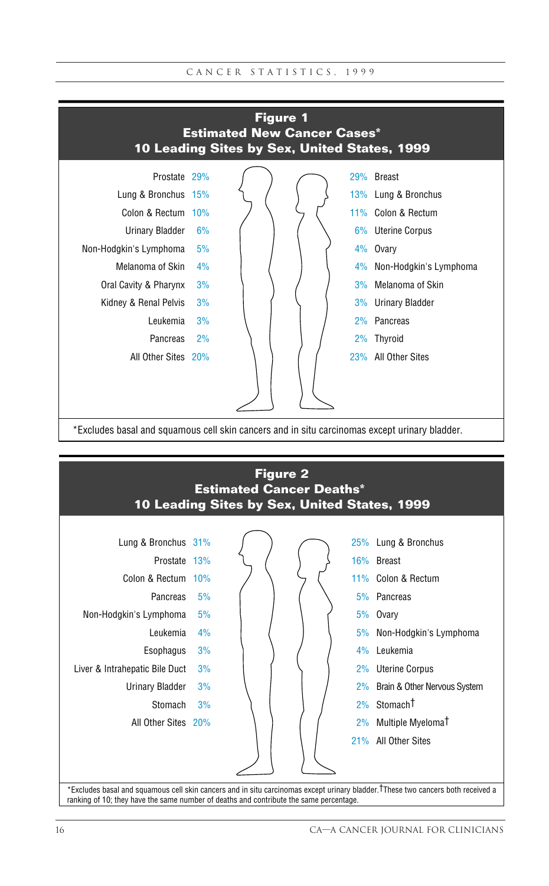## Figure 1
## Estimated New Cancer Cases*
## 10 Leading Sites by Sex, United States, 1999

| Males | % | % | Females |
|---|---|---|---|
| Prostate | 29% | 29% | Breast |
| Lung & Bronchus | 15% | 13% | Lung & Bronchus |
| Colon & Rectum | 10% | 11% | Colon & Rectum |
| Urinary Bladder | 6% | 6% | Uterine Corpus |
| Non-Hodgkin's Lymphoma | 5% | 4% | Ovary |
| Melanoma of Skin | 4% | 4% | Non-Hodgkin's Lymphoma |
| Oral Cavity & Pharynx | 3% | 3% | Melanoma of Skin |
| Kidney & Renal Pelvis | 3% | 3% | Urinary Bladder |
| Leukemia | 3% | 2% | Pancreas |
| Pancreas | 2% | 2% | Thyroid |
| All Other Sites | 20% | 23% | All Other Sites |

*Excludes basal and squamous cell skin cancers and in situ carcinomas except urinary bladder.

## Figure 2
## Estimated Cancer Deaths*
## 10 Leading Sites by Sex, United States, 1999

| Males | % | % | Females |
|---|---|---|---|
| Lung & Bronchus | 31% | 25% | Lung & Bronchus |
| Prostate | 13% | 16% | Breast |
| Colon & Rectum | 10% | 11% | Colon & Rectum |
| Pancreas | 5% | 5% | Pancreas |
| Non-Hodgkin's Lymphoma | 5% | 5% | Ovary |
| Leukemia | 4% | 5% | Non-Hodgkin's Lymphoma |
| Esophagus | 3% | 4% | Leukemia |
| Liver & Intrahepatic Bile Duct | 3% | 2% | Uterine Corpus |
| Urinary Bladder | 3% | 2% | Brain & Other Nervous System |
| Stomach | 3% | 2% | Stomach† |
| All Other Sites | 20% | 2% | Multiple Myeloma† |
| | | 21% | All Other Sites |

*Excludes basal and squamous cell skin cancers and in situ carcinomas except urinary bladder. †These two cancers both received a ranking of 10; they have the same number of deaths and contribute the same percentage.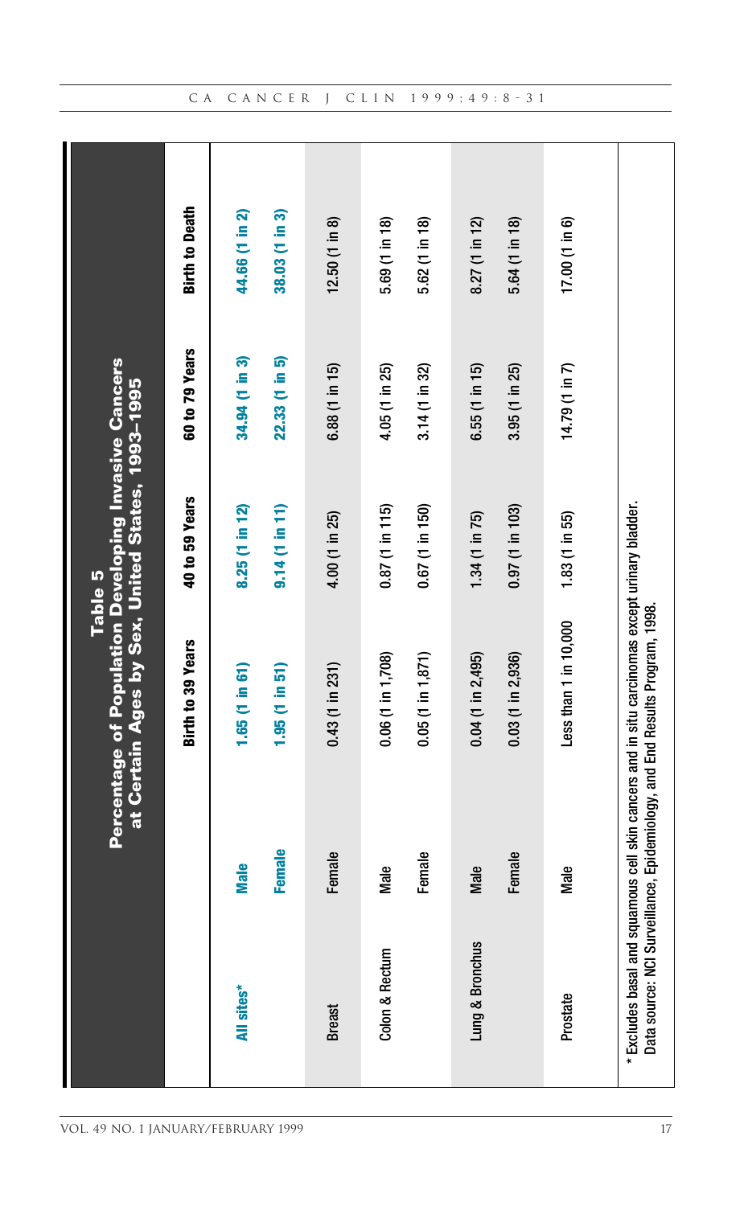## Table 5
## Percentage of Population Developing Invasive Cancers at Certain Ages by Sex, United States, 1993–1995

| | | Birth to 39 Years | 40 to 59 Years | 60 to 79 Years | Birth to Death |
|---|---|---|---|---|---|
| All sites* | Male | 1.65 (1 in 61) | 8.25 (1 in 12) | 34.94 (1 in 3) | 44.66 (1 in 2) |
| | Female | 1.95 (1 in 51) | 9.14 (1 in 11) | 22.33 (1 in 5) | 38.03 (1 in 3) |
| Breast | Female | 0.43 (1 in 231) | 4.00 (1 in 25) | 6.88 (1 in 15) | 12.50 (1 in 8) |
| Colon & Rectum | Male | 0.06 (1 in 1,708) | 0.87 (1 in 115) | 4.05 (1 in 25) | 5.69 (1 in 18) |
| | Female | 0.05 (1 in 1,871) | 0.67 (1 in 150) | 3.14 (1 in 32) | 5.62 (1 in 18) |
| Lung & Bronchus | Male | 0.04 (1 in 2,495) | 1.34 (1 in 75) | 6.55 (1 in 15) | 8.27 (1 in 12) |
| | Female | 0.03 (1 in 2,936) | 0.97 (1 in 103) | 3.95 (1 in 25) | 5.64 (1 in 18) |
| Prostate | Male | Less than 1 in 10,000 | 1.83 (1 in 55) | 14.79 (1 in 7) | 17.00 (1 in 6) |

* Excludes basal and squamous cell skin cancers and in situ carcinomas except urinary bladder.
Data source: NCI Surveillance, Epidemiology, and End Results Program, 1998.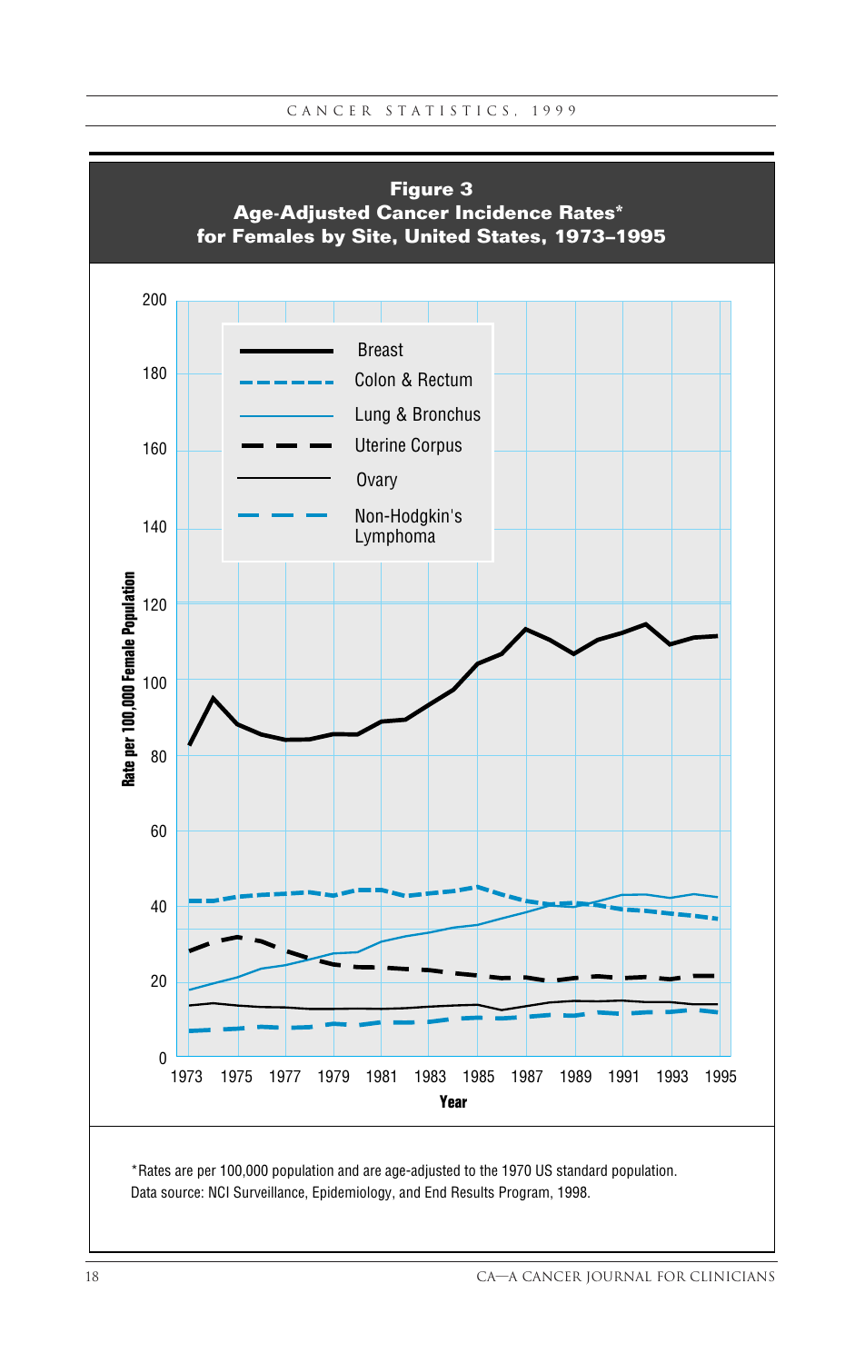**Figure 3**
**Age-Adjusted Cancer Incidence Rates* for Females by Site, United States, 1973–1995**

*Rates are per 100,000 population and are age-adjusted to the 1970 US standard population.
Data source: NCI Surveillance, Epidemiology, and End Results Program, 1998.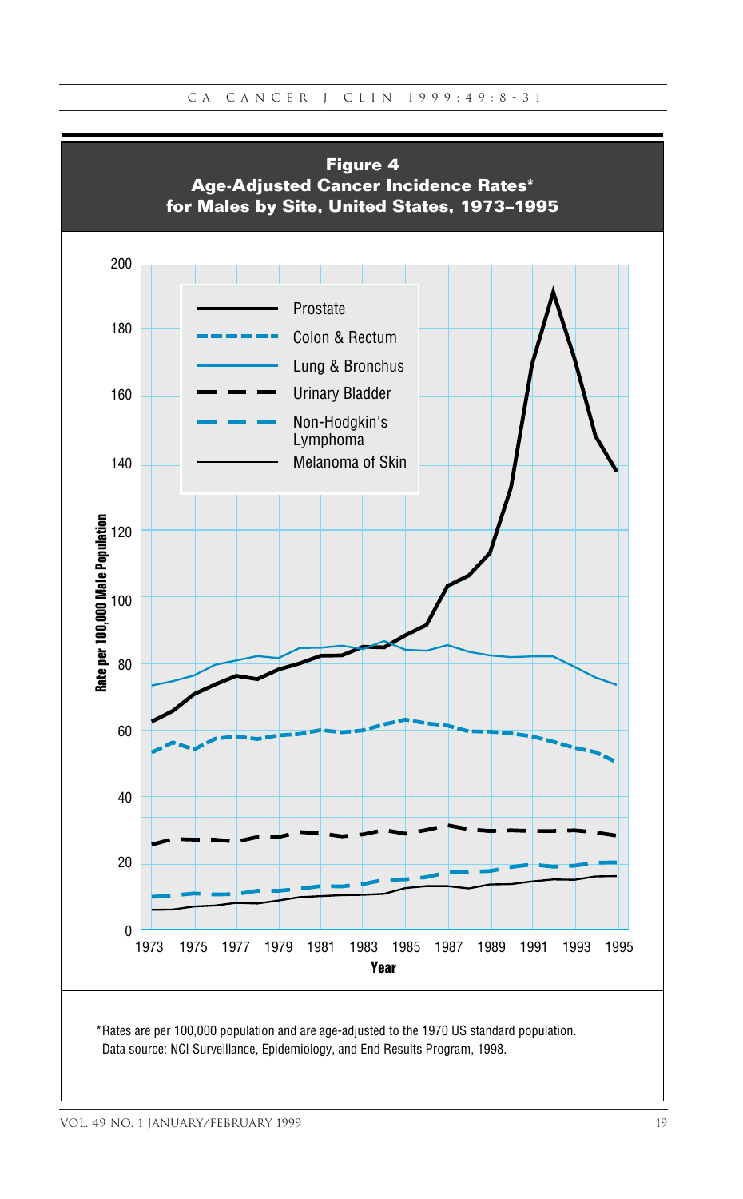**Figure 4**
**Age-Adjusted Cancer Incidence Rates***
**for Males by Site, United States, 1973–1995**

*Rates are per 100,000 population and are age-adjusted to the 1970 US standard population.
Data source: NCI Surveillance, Epidemiology, and End Results Program, 1998.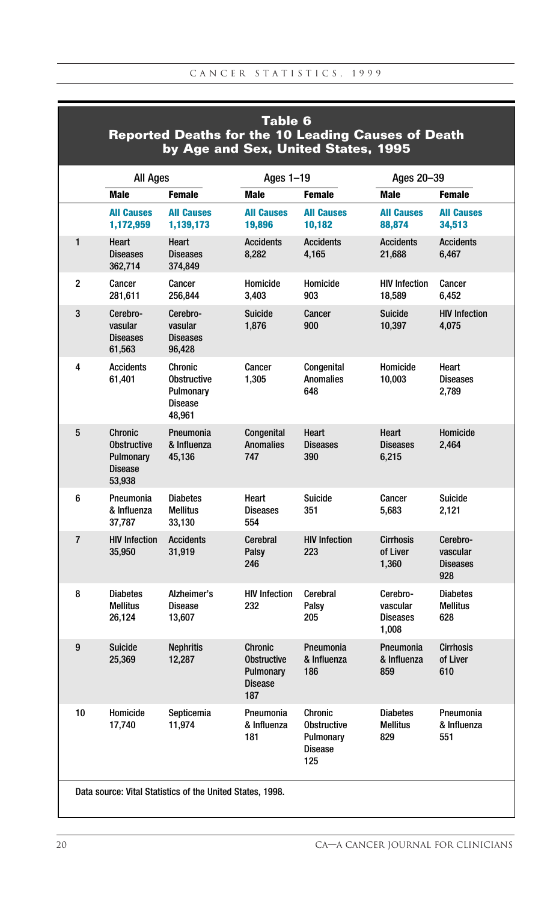## Table 6
## Reported Deaths for the 10 Leading Causes of Death by Age and Sex, United States, 1995

| | All Ages | | Ages 1–19 | | Ages 20–39 | |
|---|---|---|---|---|---|---|
| | **Male** | **Female** | **Male** | **Female** | **Male** | **Female** |
| | **All Causes 1,172,959** | **All Causes 1,139,173** | **All Causes 19,896** | **All Causes 10,182** | **All Causes 88,874** | **All Causes 34,513** |
| 1 | Heart Diseases 362,714 | Heart Diseases 374,849 | Accidents 8,282 | Accidents 4,165 | Accidents 21,688 | Accidents 6,467 |
| 2 | Cancer 281,611 | Cancer 256,844 | Homicide 3,403 | Homicide 903 | HIV Infection 18,589 | Cancer 6,452 |
| 3 | Cerebro-vasular Diseases 61,563 | Cerebro-vasular Diseases 96,428 | Suicide 1,876 | Cancer 900 | Suicide 10,397 | HIV Infection 4,075 |
| 4 | Accidents 61,401 | Chronic Obstructive Pulmonary Disease 48,961 | Cancer 1,305 | Congenital Anomalies 648 | Homicide 10,003 | Heart Diseases 2,789 |
| 5 | Chronic Obstructive Pulmonary Disease 53,938 | Pneumonia & Influenza 45,136 | Congenital Anomalies 747 | Heart Diseases 390 | Heart Diseases 6,215 | Homicide 2,464 |
| 6 | Pneumonia & Influenza 37,787 | Diabetes Mellitus 33,130 | Heart Diseases 554 | Suicide 351 | Cancer 5,683 | Suicide 2,121 |
| 7 | HIV Infection 35,950 | Accidents 31,919 | Cerebral Palsy 246 | HIV Infection 223 | Cirrhosis of Liver 1,360 | Cerebro-vascular Diseases 928 |
| 8 | Diabetes Mellitus 26,124 | Alzheimer's Disease 13,607 | HIV Infection 232 | Cerebral Palsy 205 | Cerebro-vascular Diseases 1,008 | Diabetes Mellitus 628 |
| 9 | Suicide 25,369 | Nephritis 12,287 | Chronic Obstructive Pulmonary Disease 187 | Pneumonia & Influenza 186 | Pneumonia & Influenza 859 | Cirrhosis of Liver 610 |
| 10 | Homicide 17,740 | Septicemia 11,974 | Pneumonia & Influenza 181 | Chronic Obstructive Pulmonary Disease 125 | Diabetes Mellitus 829 | Pneumonia & Influenza 551 |

Data source: Vital Statistics of the United States, 1998.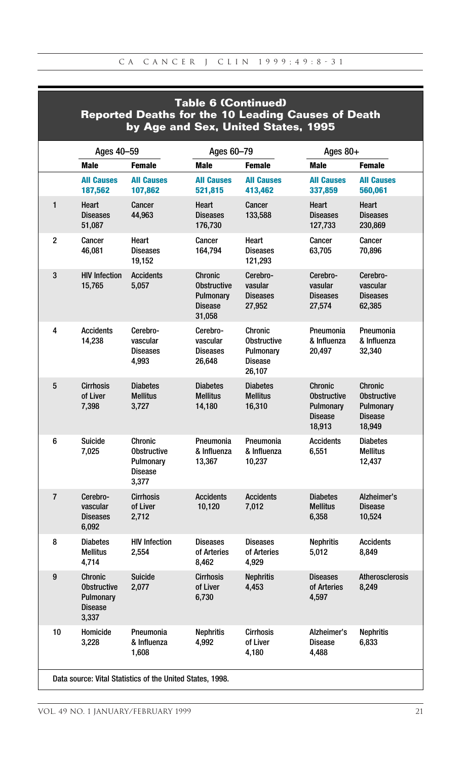**Table 6 (Continued)**
**Reported Deaths for the 10 Leading Causes of Death by Age and Sex, United States, 1995**

| | Ages 40–59 | | Ages 60–79 | | Ages 80+ | |
|---|---|---|---|---|---|---|
| | **Male** | **Female** | **Male** | **Female** | **Male** | **Female** |
| | **All Causes 187,562** | **All Causes 107,862** | **All Causes 521,815** | **All Causes 413,462** | **All Causes 337,859** | **All Causes 560,061** |
| 1 | Heart Diseases 51,087 | Cancer 44,963 | Heart Diseases 176,730 | Cancer 133,588 | Heart Diseases 127,733 | Heart Diseases 230,869 |
| 2 | Cancer 46,081 | Heart Diseases 19,152 | Cancer 164,794 | Heart Diseases 121,293 | Cancer 63,705 | Cancer 70,896 |
| 3 | HIV Infection 15,765 | Accidents 5,057 | Chronic Obstructive Pulmonary Disease 31,058 | Cerebro-vasular Diseases 27,952 | Cerebro-vasular Diseases 27,574 | Cerebro-vascular Diseases 62,385 |
| 4 | Accidents 14,238 | Cerebro-vascular Diseases 4,993 | Cerebro-vascular Diseases 26,648 | Chronic Obstructive Pulmonary Disease 26,107 | Pneumonia & Influenza 20,497 | Pneumonia & Influenza 32,340 |
| 5 | Cirrhosis of Liver 7,398 | Diabetes Mellitus 3,727 | Diabetes Mellitus 14,180 | Diabetes Mellitus 16,310 | Chronic Obstructive Pulmonary Disease 18,913 | Chronic Obstructive Pulmonary Disease 18,949 |
| 6 | Suicide 7,025 | Chronic Obstructive Pulmonary Disease 3,377 | Pneumonia & Influenza 13,367 | Pneumonia & Influenza 10,237 | Accidents 6,551 | Diabetes Mellitus 12,437 |
| 7 | Cerebro-vascular Diseases 6,092 | Cirrhosis of Liver 2,712 | Accidents 10,120 | Accidents 7,012 | Diabetes Mellitus 6,358 | Alzheimer's Disease 10,524 |
| 8 | Diabetes Mellitus 4,714 | HIV Infection 2,554 | Diseases of Arteries 8,462 | Diseases of Arteries 4,929 | Nephritis 5,012 | Accidents 8,849 |
| 9 | Chronic Obstructive Pulmonary Disease 3,337 | Suicide 2,077 | Cirrhosis of Liver 6,730 | Nephritis 4,453 | Diseases of Arteries 4,597 | Atherosclerosis 8,249 |
| 10 | Homicide 3,228 | Pneumonia & Influenza 1,608 | Nephritis 4,992 | Cirrhosis of Liver 4,180 | Alzheimer's Disease 4,488 | Nephritis 6,833 |

Data source: Vital Statistics of the United States, 1998.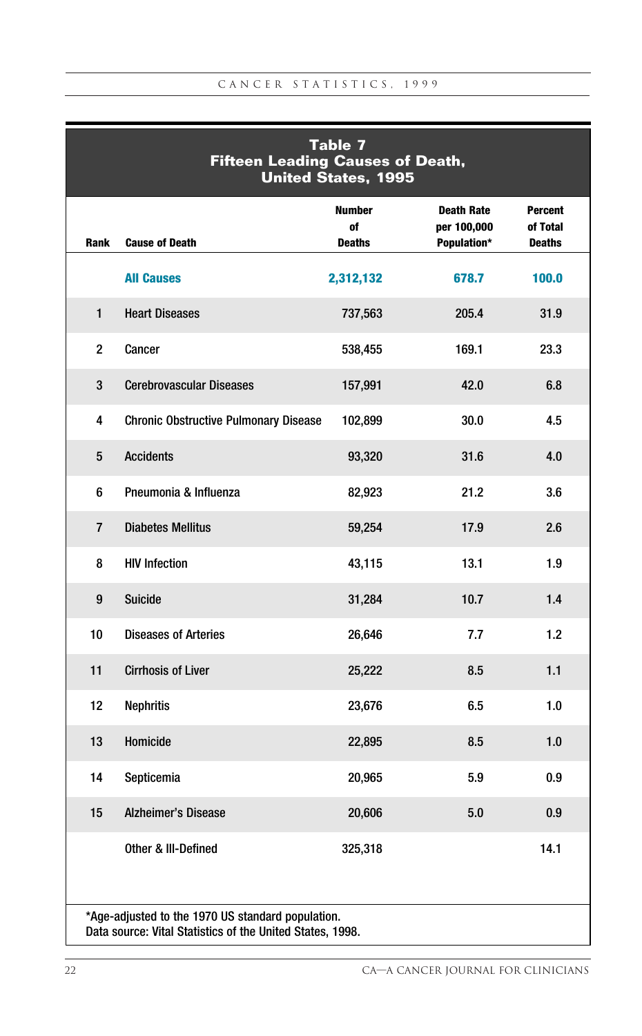## Table 7
## Fifteen Leading Causes of Death, United States, 1995

| Rank | Cause of Death | Number of Deaths | Death Rate per 100,000 Population* | Percent of Total Deaths |
|---|---|---|---|---|
| | **All Causes** | **2,312,132** | **678.7** | **100.0** |
| 1 | Heart Diseases | 737,563 | 205.4 | 31.9 |
| 2 | Cancer | 538,455 | 169.1 | 23.3 |
| 3 | Cerebrovascular Diseases | 157,991 | 42.0 | 6.8 |
| 4 | Chronic Obstructive Pulmonary Disease | 102,899 | 30.0 | 4.5 |
| 5 | Accidents | 93,320 | 31.6 | 4.0 |
| 6 | Pneumonia & Influenza | 82,923 | 21.2 | 3.6 |
| 7 | Diabetes Mellitus | 59,254 | 17.9 | 2.6 |
| 8 | HIV Infection | 43,115 | 13.1 | 1.9 |
| 9 | Suicide | 31,284 | 10.7 | 1.4 |
| 10 | Diseases of Arteries | 26,646 | 7.7 | 1.2 |
| 11 | Cirrhosis of Liver | 25,222 | 8.5 | 1.1 |
| 12 | Nephritis | 23,676 | 6.5 | 1.0 |
| 13 | Homicide | 22,895 | 8.5 | 1.0 |
| 14 | Septicemia | 20,965 | 5.9 | 0.9 |
| 15 | Alzheimer's Disease | 20,606 | 5.0 | 0.9 |
| | Other & Ill-Defined | 325,318 | | 14.1 |

*Age-adjusted to the 1970 US standard population.
Data source: Vital Statistics of the United States, 1998.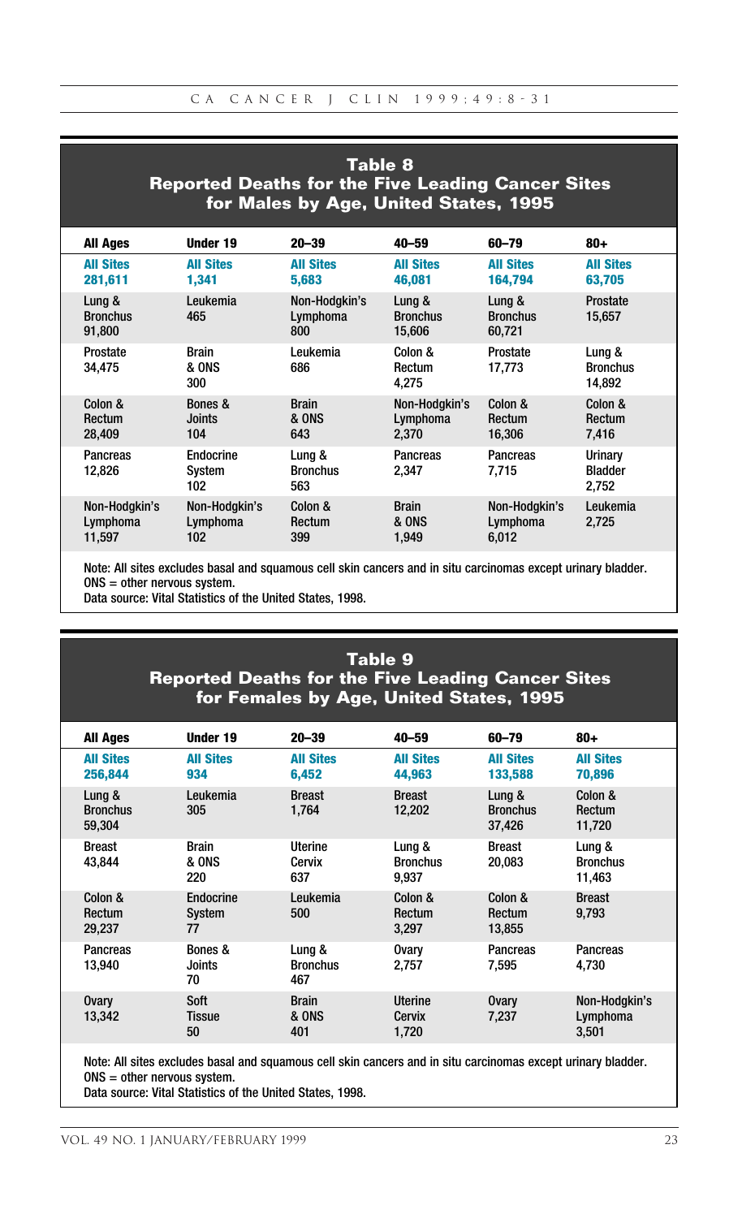## Table 8
## Reported Deaths for the Five Leading Cancer Sites for Males by Age, United States, 1995

| All Ages | Under 19 | 20–39 | 40–59 | 60–79 | 80+ |
|---|---|---|---|---|---|
| **All Sites 281,611** | **All Sites 1,341** | **All Sites 5,683** | **All Sites 46,081** | **All Sites 164,794** | **All Sites 63,705** |
| Lung & Bronchus 91,800 | Leukemia 465 | Non-Hodgkin's Lymphoma 800 | Lung & Bronchus 15,606 | Lung & Bronchus 60,721 | Prostate 15,657 |
| Prostate 34,475 | Brain & ONS 300 | Leukemia 686 | Colon & Rectum 4,275 | Prostate 17,773 | Lung & Bronchus 14,892 |
| Colon & Rectum 28,409 | Bones & Joints 104 | Brain & ONS 643 | Non-Hodgkin's Lymphoma 2,370 | Colon & Rectum 16,306 | Colon & Rectum 7,416 |
| Pancreas 12,826 | Endocrine System 102 | Lung & Bronchus 563 | Pancreas 2,347 | Pancreas 7,715 | Urinary Bladder 2,752 |
| Non-Hodgkin's Lymphoma 11,597 | Non-Hodgkin's Lymphoma 102 | Colon & Rectum 399 | Brain & ONS 1,949 | Non-Hodgkin's Lymphoma 6,012 | Leukemia 2,725 |

Note: All sites excludes basal and squamous cell skin cancers and in situ carcinomas except urinary bladder.
ONS = other nervous system.
Data source: Vital Statistics of the United States, 1998.

## Table 9
## Reported Deaths for the Five Leading Cancer Sites for Females by Age, United States, 1995

| All Ages | Under 19 | 20–39 | 40–59 | 60–79 | 80+ |
|---|---|---|---|---|---|
| **All Sites 256,844** | **All Sites 934** | **All Sites 6,452** | **All Sites 44,963** | **All Sites 133,588** | **All Sites 70,896** |
| Lung & Bronchus 59,304 | Leukemia 305 | Breast 1,764 | Breast 12,202 | Lung & Bronchus 37,426 | Colon & Rectum 11,720 |
| Breast 43,844 | Brain & ONS 220 | Uterine Cervix 637 | Lung & Bronchus 9,937 | Breast 20,083 | Lung & Bronchus 11,463 |
| Colon & Rectum 29,237 | Endocrine System 77 | Leukemia 500 | Colon & Rectum 3,297 | Colon & Rectum 13,855 | Breast 9,793 |
| Pancreas 13,940 | Bones & Joints 70 | Lung & Bronchus 467 | Ovary 2,757 | Pancreas 7,595 | Pancreas 4,730 |
| Ovary 13,342 | Soft Tissue 50 | Brain & ONS 401 | Uterine Cervix 1,720 | Ovary 7,237 | Non-Hodgkin's Lymphoma 3,501 |

Note: All sites excludes basal and squamous cell skin cancers and in situ carcinomas except urinary bladder.
ONS = other nervous system.
Data source: Vital Statistics of the United States, 1998.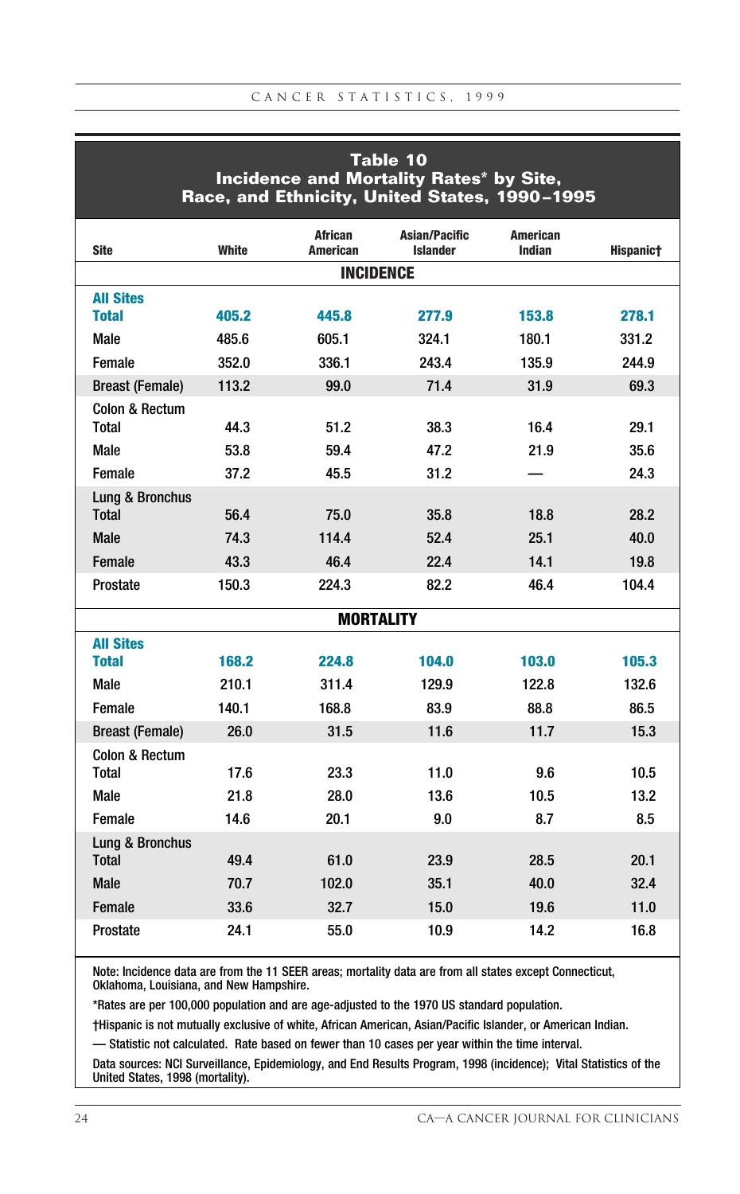## Table 10
## Incidence and Mortality Rates* by Site, Race, and Ethnicity, United States, 1990–1995

| Site | White | African American | Asian/Pacific Islander | American Indian | Hispanic† |
|---|---|---|---|---|---|
| **INCIDENCE** | | | | | |
| **All Sites** | | | | | |
| **Total** | **405.2** | **445.8** | **277.9** | **153.8** | **278.1** |
| Male | 485.6 | 605.1 | 324.1 | 180.1 | 331.2 |
| Female | 352.0 | 336.1 | 243.4 | 135.9 | 244.9 |
| Breast (Female) | 113.2 | 99.0 | 71.4 | 31.9 | 69.3 |
| Colon & Rectum | | | | | |
| Total | 44.3 | 51.2 | 38.3 | 16.4 | 29.1 |
| Male | 53.8 | 59.4 | 47.2 | 21.9 | 35.6 |
| Female | 37.2 | 45.5 | 31.2 | — | 24.3 |
| Lung & Bronchus | | | | | |
| Total | 56.4 | 75.0 | 35.8 | 18.8 | 28.2 |
| Male | 74.3 | 114.4 | 52.4 | 25.1 | 40.0 |
| Female | 43.3 | 46.4 | 22.4 | 14.1 | 19.8 |
| Prostate | 150.3 | 224.3 | 82.2 | 46.4 | 104.4 |
| **MORTALITY** | | | | | |
| **All Sites** | | | | | |
| **Total** | **168.2** | **224.8** | **104.0** | **103.0** | **105.3** |
| Male | 210.1 | 311.4 | 129.9 | 122.8 | 132.6 |
| Female | 140.1 | 168.8 | 83.9 | 88.8 | 86.5 |
| Breast (Female) | 26.0 | 31.5 | 11.6 | 11.7 | 15.3 |
| Colon & Rectum | | | | | |
| Total | 17.6 | 23.3 | 11.0 | 9.6 | 10.5 |
| Male | 21.8 | 28.0 | 13.6 | 10.5 | 13.2 |
| Female | 14.6 | 20.1 | 9.0 | 8.7 | 8.5 |
| Lung & Bronchus | | | | | |
| Total | 49.4 | 61.0 | 23.9 | 28.5 | 20.1 |
| Male | 70.7 | 102.0 | 35.1 | 40.0 | 32.4 |
| Female | 33.6 | 32.7 | 15.0 | 19.6 | 11.0 |
| Prostate | 24.1 | 55.0 | 10.9 | 14.2 | 16.8 |

Note: Incidence data are from the 11 SEER areas; mortality data are from all states except Connecticut, Oklahoma, Louisiana, and New Hampshire.

*Rates are per 100,000 population and are age-adjusted to the 1970 US standard population.

†Hispanic is not mutually exclusive of white, African American, Asian/Pacific Islander, or American Indian.

— Statistic not calculated. Rate based on fewer than 10 cases per year within the time interval.

Data sources: NCI Surveillance, Epidemiology, and End Results Program, 1998 (incidence); Vital Statistics of the United States, 1998 (mortality).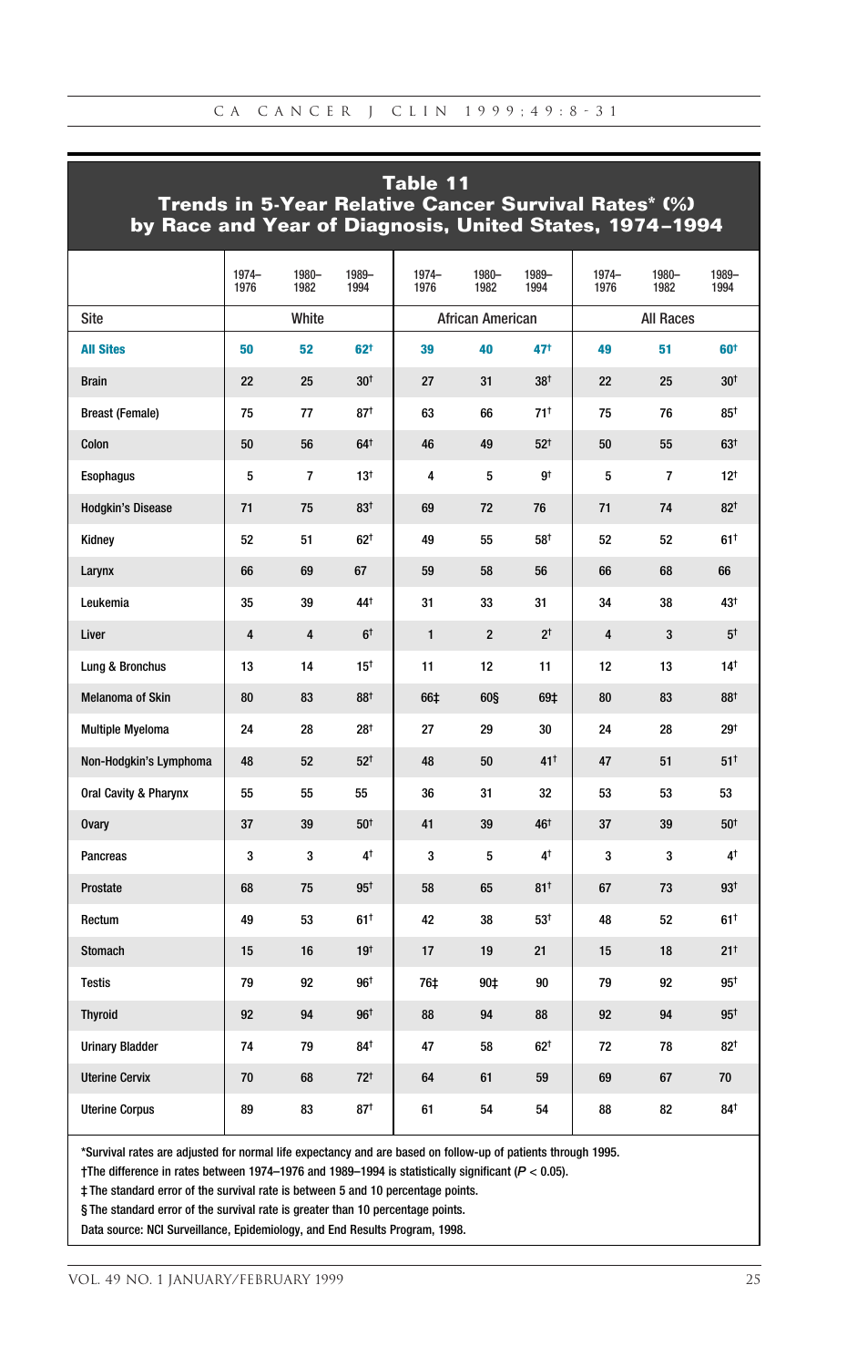## Table 11
### Trends in 5-Year Relative Cancer Survival Rates* (%) by Race and Year of Diagnosis, United States, 1974–1994

| Site | White | | | African American | | | All Races | | |
|---|---|---|---|---|---|---|---|---|---|
| | 1974–1976 | 1980–1982 | 1989–1994 | 1974–1976 | 1980–1982 | 1989–1994 | 1974–1976 | 1980–1982 | 1989–1994 |
| **All Sites** | **50** | **52** | **62†** | **39** | **40** | **47†** | **49** | **51** | **60†** |
| Brain | 22 | 25 | 30† | 27 | 31 | 38† | 22 | 25 | 30† |
| Breast (Female) | 75 | 77 | 87† | 63 | 66 | 71† | 75 | 76 | 85† |
| Colon | 50 | 56 | 64† | 46 | 49 | 52† | 50 | 55 | 63† |
| Esophagus | 5 | 7 | 13† | 4 | 5 | 9† | 5 | 7 | 12† |
| Hodgkin's Disease | 71 | 75 | 83† | 69 | 72 | 76 | 71 | 74 | 82† |
| Kidney | 52 | 51 | 62† | 49 | 55 | 58† | 52 | 52 | 61† |
| Larynx | 66 | 69 | 67 | 59 | 58 | 56 | 66 | 68 | 66 |
| Leukemia | 35 | 39 | 44† | 31 | 33 | 31 | 34 | 38 | 43† |
| Liver | 4 | 4 | 6† | 1 | 2 | 2† | 4 | 3 | 5† |
| Lung & Bronchus | 13 | 14 | 15† | 11 | 12 | 11 | 12 | 13 | 14† |
| Melanoma of Skin | 80 | 83 | 88† | 66‡ | 60§ | 69‡ | 80 | 83 | 88† |
| Multiple Myeloma | 24 | 28 | 28† | 27 | 29 | 30 | 24 | 28 | 29† |
| Non-Hodgkin's Lymphoma | 48 | 52 | 52† | 48 | 50 | 41† | 47 | 51 | 51† |
| Oral Cavity & Pharynx | 55 | 55 | 55 | 36 | 31 | 32 | 53 | 53 | 53 |
| Ovary | 37 | 39 | 50† | 41 | 39 | 46† | 37 | 39 | 50† |
| Pancreas | 3 | 3 | 4† | 3 | 5 | 4† | 3 | 3 | 4† |
| Prostate | 68 | 75 | 95† | 58 | 65 | 81† | 67 | 73 | 93† |
| Rectum | 49 | 53 | 61† | 42 | 38 | 53† | 48 | 52 | 61† |
| Stomach | 15 | 16 | 19† | 17 | 19 | 21 | 15 | 18 | 21† |
| Testis | 79 | 92 | 96† | 76‡ | 90‡ | 90 | 79 | 92 | 95† |
| Thyroid | 92 | 94 | 96† | 88 | 94 | 88 | 92 | 94 | 95† |
| Urinary Bladder | 74 | 79 | 84† | 47 | 58 | 62† | 72 | 78 | 82† |
| Uterine Cervix | 70 | 68 | 72† | 64 | 61 | 59 | 69 | 67 | 70 |
| Uterine Corpus | 89 | 83 | 87† | 61 | 54 | 54 | 88 | 82 | 84† |

*Survival rates are adjusted for normal life expectancy and are based on follow-up of patients through 1995.

†The difference in rates between 1974–1976 and 1989–1994 is statistically significant ($P < 0.05$).

‡The standard error of the survival rate is between 5 and 10 percentage points.

§The standard error of the survival rate is greater than 10 percentage points.

Data source: NCI Surveillance, Epidemiology, and End Results Program, 1998.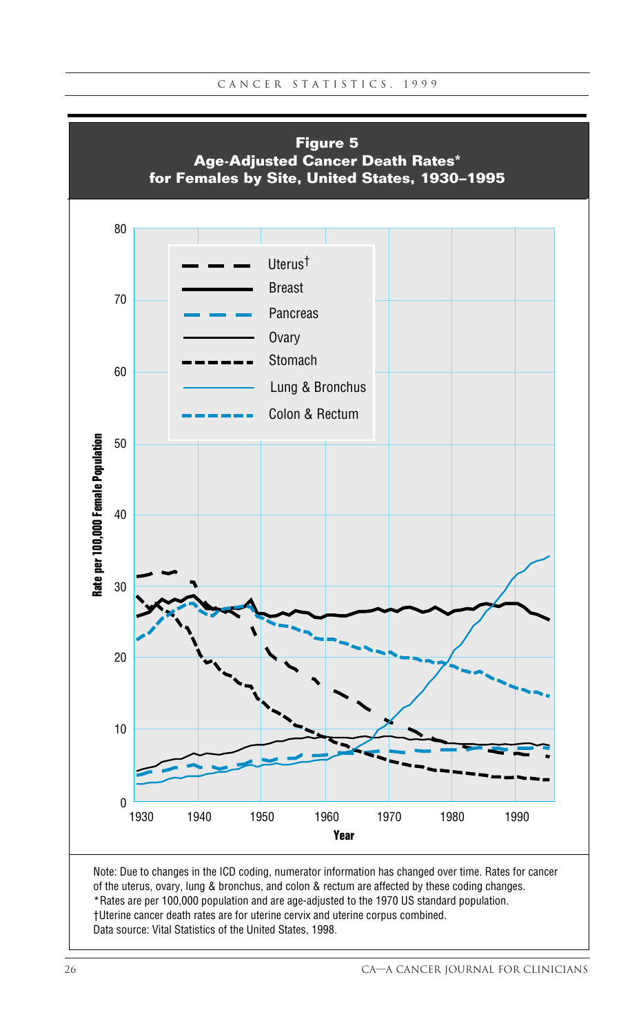**Figure 5**
**Age-Adjusted Cancer Death Rates\***
**for Females by Site, United States, 1930–1995**

Note: Due to changes in the ICD coding, numerator information has changed over time. Rates for cancer of the uterus, ovary, lung & bronchus, and colon & rectum are affected by these coding changes.
*Rates are per 100,000 population and are age-adjusted to the 1970 US standard population.
†Uterine cancer death rates are for uterine cervix and uterine corpus combined.
Data source: Vital Statistics of the United States, 1998.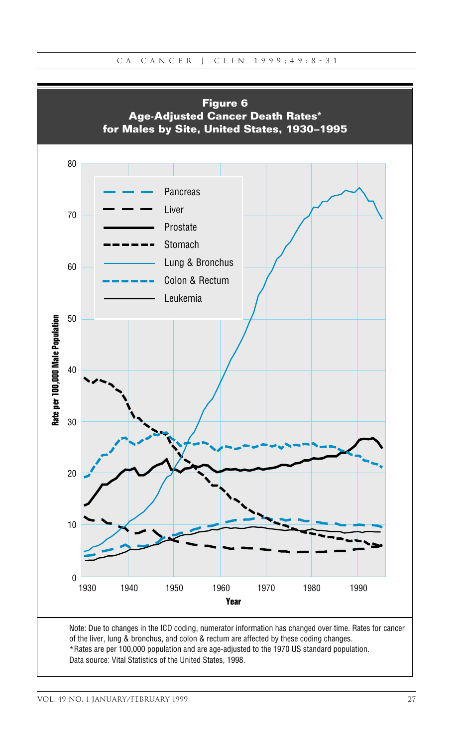**Figure 6**
**Age-Adjusted Cancer Death Rates***
**for Males by Site, United States, 1930–1995**

Pancreas
Liver
Prostate
Stomach
Lung & Bronchus
Colon & Rectum
Leukemia

Rate per 100,000 Male Population

Year

Note: Due to changes in the ICD coding, numerator information has changed over time. Rates for cancer of the liver, lung & bronchus, and colon & rectum are affected by these coding changes.
*Rates are per 100,000 population and are age-adjusted to the 1970 US standard population.
Data source: Vital Statistics of the United States, 1998.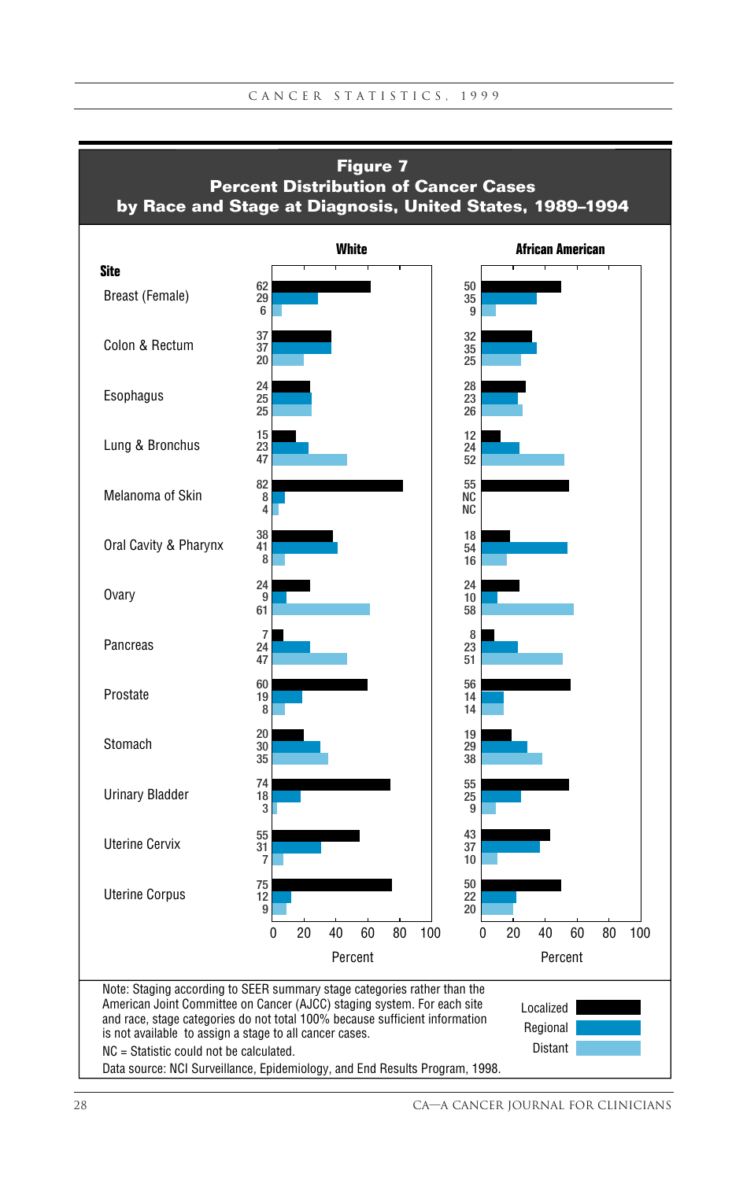## Figure 7
## Percent Distribution of Cancer Cases by Race and Stage at Diagnosis, United States, 1989–1994

| Site | White: Localized | White: Regional | White: Distant | African American: Localized | African American: Regional | African American: Distant |
|---|---|---|---|---|---|---|
| Breast (Female) | 62 | 29 | 6 | 50 | 35 | 9 |
| Colon & Rectum | 37 | 37 | 20 | 32 | 35 | 25 |
| Esophagus | 24 | 25 | 25 | 28 | 23 | 26 |
| Lung & Bronchus | 15 | 23 | 47 | 12 | 24 | 52 |
| Melanoma of Skin | 82 | 8 | 4 | 55 | NC | NC |
| Oral Cavity & Pharynx | 38 | 41 | 8 | 18 | 54 | 16 |
| Ovary | 24 | 9 | 61 | 24 | 10 | 58 |
| Pancreas | 7 | 24 | 47 | 8 | 23 | 51 |
| Prostate | 60 | 19 | 8 | 56 | 14 | 14 |
| Stomach | 20 | 30 | 35 | 19 | 29 | 38 |
| Urinary Bladder | 74 | 18 | 3 | 55 | 25 | 9 |
| Uterine Cervix | 55 | 31 | 7 | 43 | 37 | 10 |
| Uterine Corpus | 75 | 12 | 9 | 50 | 22 | 20 |

Note: Staging according to SEER summary stage categories rather than the American Joint Committee on Cancer (AJCC) staging system. For each site and race, stage categories do not total 100% because sufficient information is not available to assign a stage to all cancer cases.

NC = Statistic could not be calculated.

Data source: NCI Surveillance, Epidemiology, and End Results Program, 1998.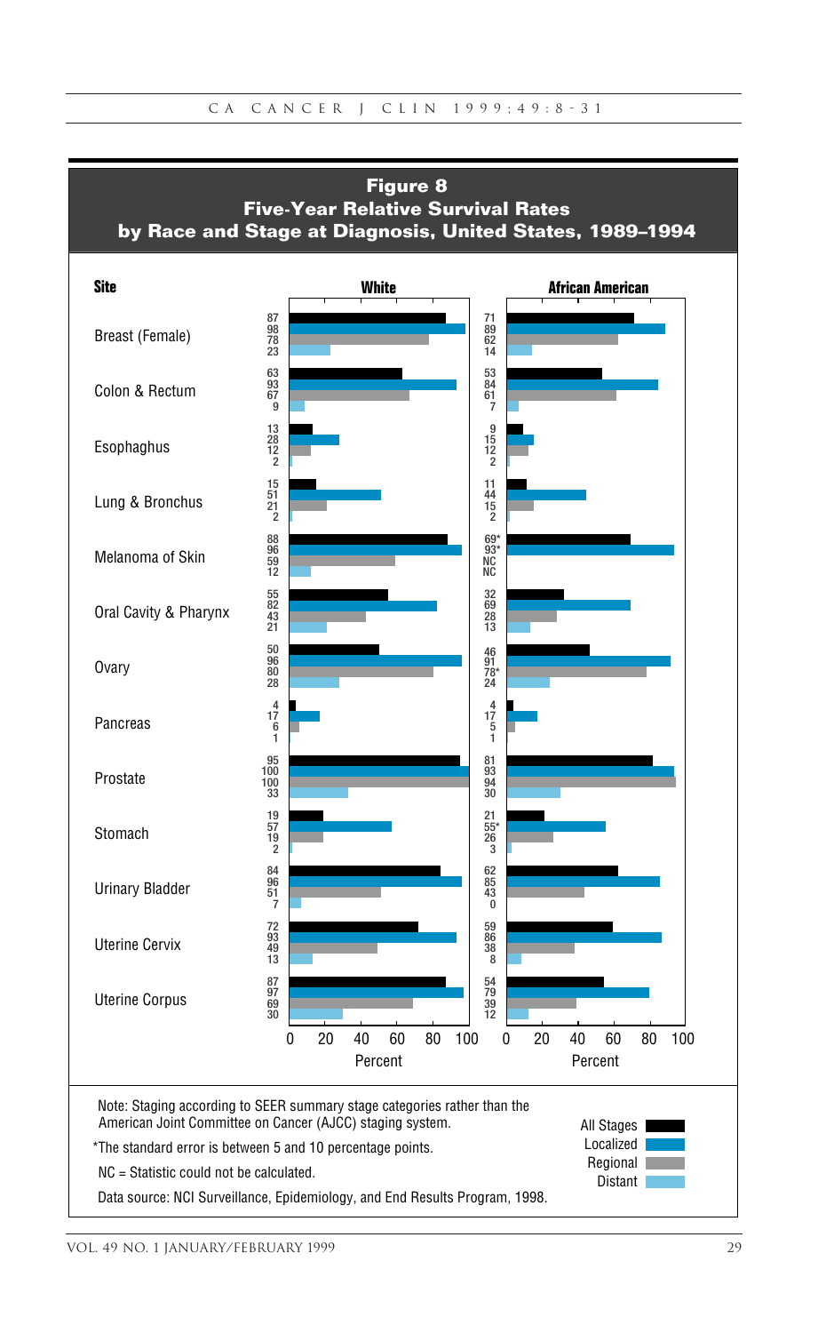## Figure 8
## Five-Year Relative Survival Rates by Race and Stage at Diagnosis, United States, 1989–1994

| Site | White: All Stages | White: Localized | White: Regional | White: Distant | African American: All Stages | African American: Localized | African American: Regional | African American: Distant |
|---|---|---|---|---|---|---|---|---|
| Breast (Female) | 87 | 98 | 78 | 23 | 71 | 89 | 62 | 14 |
| Colon & Rectum | 63 | 93 | 67 | 9 | 53 | 84 | 61 | 7 |
| Esophaghus | 13 | 28 | 12 | 2 | 9 | 15 | 12 | 2 |
| Lung & Bronchus | 15 | 51 | 21 | 2 | 11 | 44 | 15 | 2 |
| Melanoma of Skin | 88 | 96 | 59 | 12 | 69* | 93* | NC | NC |
| Oral Cavity & Pharynx | 55 | 82 | 43 | 21 | 32 | 69 | 28 | 13 |
| Ovary | 50 | 96 | 80 | 28 | 46 | 91 | 78* | 24 |
| Pancreas | 4 | 17 | 6 | 1 | 4 | 17 | 5 | 1 |
| Prostate | 95 | 100 | 100 | 33 | 81 | 93 | 94 | 30 |
| Stomach | 19 | 57 | 19 | 2 | 21 | 55* | 26 | 3 |
| Urinary Bladder | 84 | 96 | 51 | 7 | 62 | 85 | 43 | 0 |
| Uterine Cervix | 72 | 93 | 49 | 13 | 59 | 86 | 38 | 8 |
| Uterine Corpus | 87 | 97 | 69 | 30 | 54 | 79 | 39 | 12 |

Percent

Note: Staging according to SEER summary stage categories rather than the American Joint Committee on Cancer (AJCC) staging system.

*The standard error is between 5 and 10 percentage points.

NC = Statistic could not be calculated.

Data source: NCI Surveillance, Epidemiology, and End Results Program, 1998.

All Stages / Localized / Regional / Distant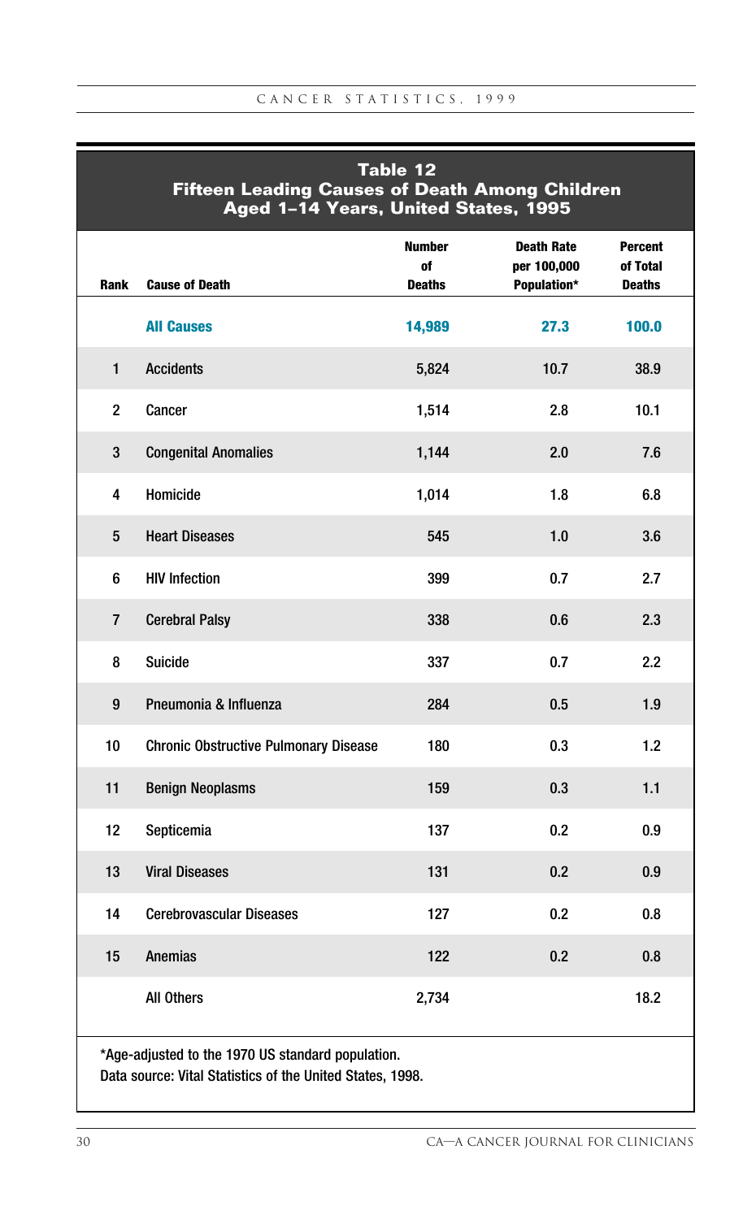## Table 12
## Fifteen Leading Causes of Death Among Children Aged 1–14 Years, United States, 1995

| Rank | Cause of Death | Number of Deaths | Death Rate per 100,000 Population* | Percent of Total Deaths |
|---|---|---|---|---|
| | **All Causes** | **14,989** | **27.3** | **100.0** |
| 1 | Accidents | 5,824 | 10.7 | 38.9 |
| 2 | Cancer | 1,514 | 2.8 | 10.1 |
| 3 | Congenital Anomalies | 1,144 | 2.0 | 7.6 |
| 4 | Homicide | 1,014 | 1.8 | 6.8 |
| 5 | Heart Diseases | 545 | 1.0 | 3.6 |
| 6 | HIV Infection | 399 | 0.7 | 2.7 |
| 7 | Cerebral Palsy | 338 | 0.6 | 2.3 |
| 8 | Suicide | 337 | 0.7 | 2.2 |
| 9 | Pneumonia & Influenza | 284 | 0.5 | 1.9 |
| 10 | Chronic Obstructive Pulmonary Disease | 180 | 0.3 | 1.2 |
| 11 | Benign Neoplasms | 159 | 0.3 | 1.1 |
| 12 | Septicemia | 137 | 0.2 | 0.9 |
| 13 | Viral Diseases | 131 | 0.2 | 0.9 |
| 14 | Cerebrovascular Diseases | 127 | 0.2 | 0.8 |
| 15 | Anemias | 122 | 0.2 | 0.8 |
| | All Others | 2,734 | | 18.2 |

*Age-adjusted to the 1970 US standard population.
Data source: Vital Statistics of the United States, 1998.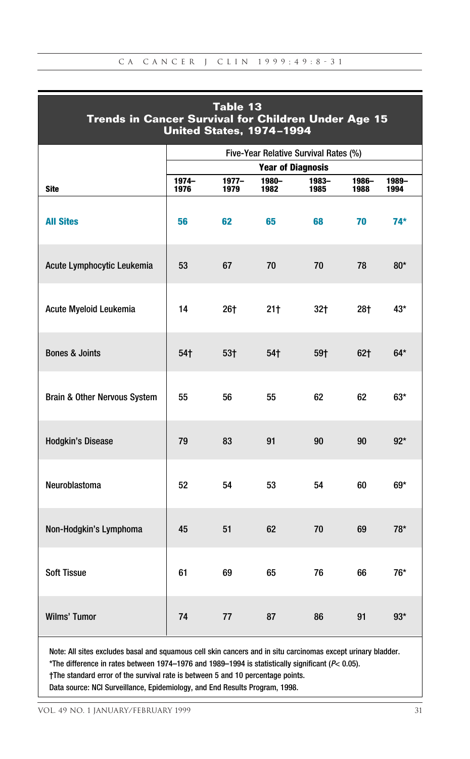## Table 13
## Trends in Cancer Survival for Children Under Age 15
## United States, 1974–1994

| | Five-Year Relative Survival Rates (%) | | | | | |
|---|---|---|---|---|---|---|
| | Year of Diagnosis | | | | | |
| Site | 1974–1976 | 1977–1979 | 1980–1982 | 1983–1985 | 1986–1988 | 1989–1994 |
| **All Sites** | **56** | **62** | **65** | **68** | **70** | **74*** |
| Acute Lymphocytic Leukemia | 53 | 67 | 70 | 70 | 78 | 80* |
| Acute Myeloid Leukemia | 14 | 26† | 21† | 32† | 28† | 43* |
| Bones & Joints | 54† | 53† | 54† | 59† | 62† | 64* |
| Brain & Other Nervous System | 55 | 56 | 55 | 62 | 62 | 63* |
| Hodgkin's Disease | 79 | 83 | 91 | 90 | 90 | 92* |
| Neuroblastoma | 52 | 54 | 53 | 54 | 60 | 69* |
| Non-Hodgkin's Lymphoma | 45 | 51 | 62 | 70 | 69 | 78* |
| Soft Tissue | 61 | 69 | 65 | 76 | 66 | 76* |
| Wilms' Tumor | 74 | 77 | 87 | 86 | 91 | 93* |

Note: All sites excludes basal and squamous cell skin cancers and in situ carcinomas except urinary bladder.
*The difference in rates between 1974–1976 and 1989–1994 is statistically significant ($P < 0.05$).
†The standard error of the survival rate is between 5 and 10 percentage points.
Data source: NCI Surveillance, Epidemiology, and End Results Program, 1998.